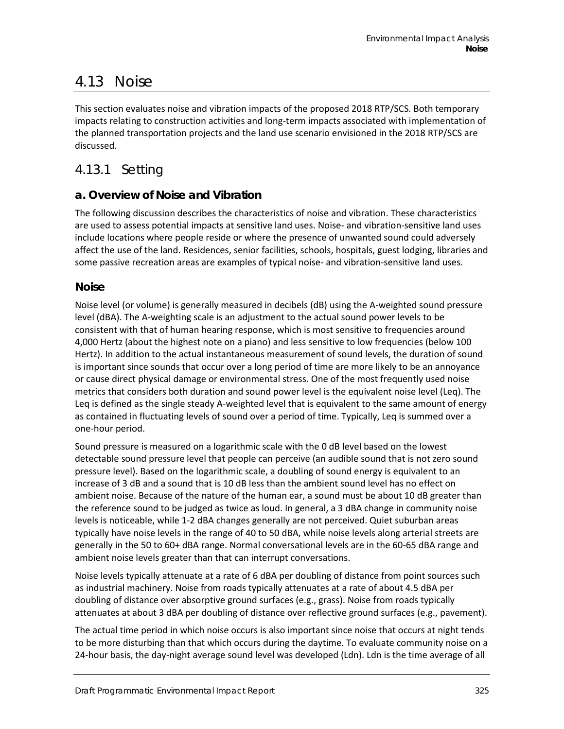# 4.13 Noise

This section evaluates noise and vibration impacts of the proposed 2018 RTP/SCS. Both temporary impacts relating to construction activities and long-term impacts associated with implementation of the planned transportation projects and the land use scenario envisioned in the 2018 RTP/SCS are discussed.

## 4.13.1 Setting

### a. Overview of Noise and Vibration

The following discussion describes the characteristics of noise and vibration. These characteristics are used to assess potential impacts at sensitive land uses. Noise- and vibration-sensitive land uses include locations where people reside or where the presence of unwanted sound could adversely affect the use of the land. Residences, senior facilities, schools, hospitals, guest lodging, libraries and some passive recreation areas are examples of typical noise- and vibration-sensitive land uses.

#### Noise

Noise level (or volume) is generally measured in decibels (dB) using the A-weighted sound pressure level (dBA). The A-weighting scale is an adjustment to the actual sound power levels to be consistent with that of human hearing response, which is most sensitive to frequencies around 4,000 Hertz (about the highest note on a piano) and less sensitive to low frequencies (below 100 Hertz). In addition to the actual instantaneous measurement of sound levels, the duration of sound is important since sounds that occur over a long period of time are more likely to be an annoyance or cause direct physical damage or environmental stress. One of the most frequently used noise metrics that considers both duration and sound power level is the equivalent noise level (Leq). The Leq is defined as the single steady A-weighted level that is equivalent to the same amount of energy as contained in fluctuating levels of sound over a period of time. Typically, Leq is summed over a one-hour period.

Sound pressure is measured on a logarithmic scale with the 0 dB level based on the lowest detectable sound pressure level that people can perceive (an audible sound that is not zero sound pressure level). Based on the logarithmic scale, a doubling of sound energy is equivalent to an increase of 3 dB and a sound that is 10 dB less than the ambient sound level has no effect on ambient noise. Because of the nature of the human ear, a sound must be about 10 dB greater than the reference sound to be judged as twice as loud. In general, a 3 dBA change in community noise levels is noticeable, while 1-2 dBA changes generally are not perceived. Quiet suburban areas typically have noise levels in the range of 40 to 50 dBA, while noise levels along arterial streets are generally in the 50 to 60+ dBA range. Normal conversational levels are in the 60-65 dBA range and ambient noise levels greater than that can interrupt conversations.

Noise levels typically attenuate at a rate of 6 dBA per doubling of distance from point sources such as industrial machinery. Noise from roads typically attenuates at a rate of about 4.5 dBA per doubling of distance over absorptive ground surfaces (e.g., grass). Noise from roads typically attenuates at about 3 dBA per doubling of distance over reflective ground surfaces (e.g., pavement).

The actual time period in which noise occurs is also important since noise that occurs at night tends to be more disturbing than that which occurs during the daytime. To evaluate community noise on a 24-hour basis, the day-night average sound level was developed (Ldn). Ldn is the time average of all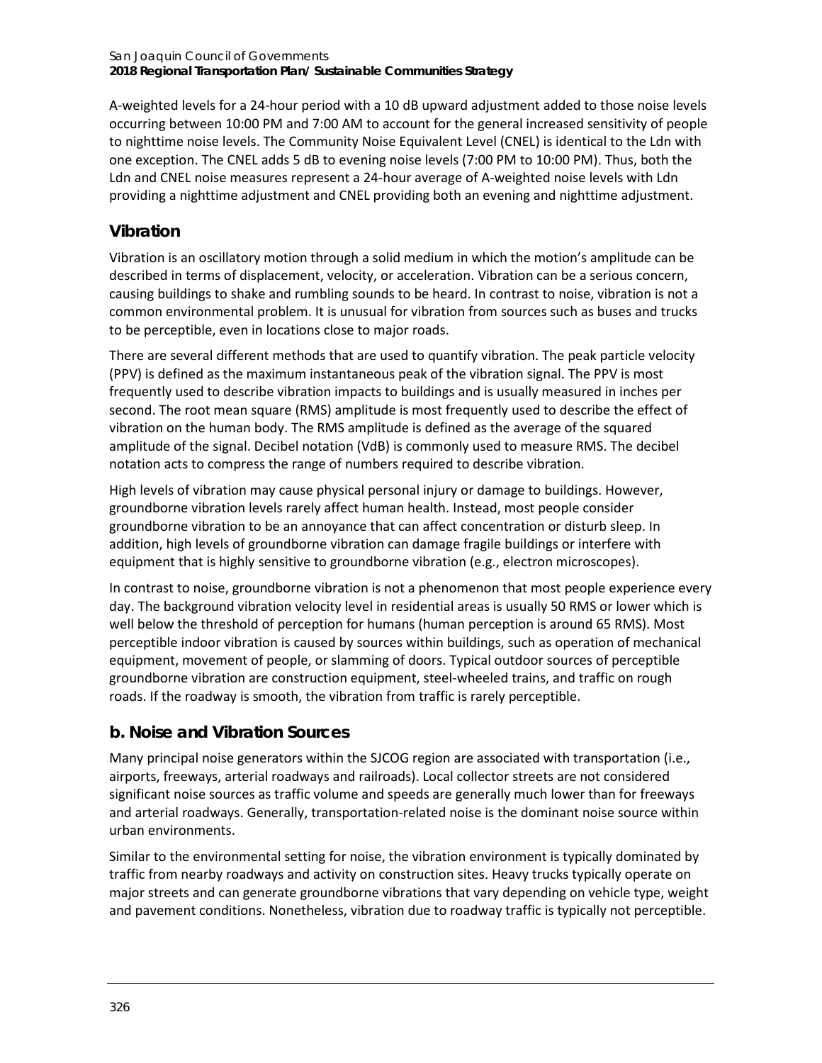A-weighted levels for a 24-hour period with a 10 dB upward adjustment added to those noise levels occurring between 10:00 PM and 7:00 AM to account for the general increased sensitivity of people to nighttime noise levels. The Community Noise Equivalent Level (CNEL) is identical to the Ldn with one exception. The CNEL adds 5 dB to evening noise levels (7:00 PM to 10:00 PM). Thus, both the Ldn and CNEL noise measures represent a 24-hour average of A-weighted noise levels with Ldn providing a nighttime adjustment and CNEL providing both an evening and nighttime adjustment.

### Vibration

Vibration is an oscillatory motion through a solid medium in which the motion's amplitude can be described in terms of displacement, velocity, or acceleration. Vibration can be a serious concern, causing buildings to shake and rumbling sounds to be heard. In contrast to noise, vibration is not a common environmental problem. It is unusual for vibration from sources such as buses and trucks to be perceptible, even in locations close to major roads.

There are several different methods that are used to quantify vibration. The peak particle velocity (PPV) is defined as the maximum instantaneous peak of the vibration signal. The PPV is most frequently used to describe vibration impacts to buildings and is usually measured in inches per second. The root mean square (RMS) amplitude is most frequently used to describe the effect of vibration on the human body. The RMS amplitude is defined as the average of the squared amplitude of the signal. Decibel notation (VdB) is commonly used to measure RMS. The decibel notation acts to compress the range of numbers required to describe vibration.

High levels of vibration may cause physical personal injury or damage to buildings. However, groundborne vibration levels rarely affect human health. Instead, most people consider groundborne vibration to be an annoyance that can affect concentration or disturb sleep. In addition, high levels of groundborne vibration can damage fragile buildings or interfere with equipment that is highly sensitive to groundborne vibration (e.g., electron microscopes).

In contrast to noise, groundborne vibration is not a phenomenon that most people experience every day. The background vibration velocity level in residential areas is usually 50 RMS or lower which is well below the threshold of perception for humans (human perception is around 65 RMS). Most perceptible indoor vibration is caused by sources within buildings, such as operation of mechanical equipment, movement of people, or slamming of doors. Typical outdoor sources of perceptible groundborne vibration are construction equipment, steel-wheeled trains, and traffic on rough roads. If the roadway is smooth, the vibration from traffic is rarely perceptible.

## b. Noise and Vibration Sources

Many principal noise generators within the SJCOG region are associated with transportation (i.e., airports, freeways, arterial roadways and railroads). Local collector streets are not considered significant noise sources as traffic volume and speeds are generally much lower than for freeways and arterial roadways. Generally, transportation-related noise is the dominant noise source within urban environments.

Similar to the environmental setting for noise, the vibration environment is typically dominated by traffic from nearby roadways and activity on construction sites. Heavy trucks typically operate on major streets and can generate groundborne vibrations that vary depending on vehicle type, weight and pavement conditions. Nonetheless, vibration due to roadway traffic is typically not perceptible.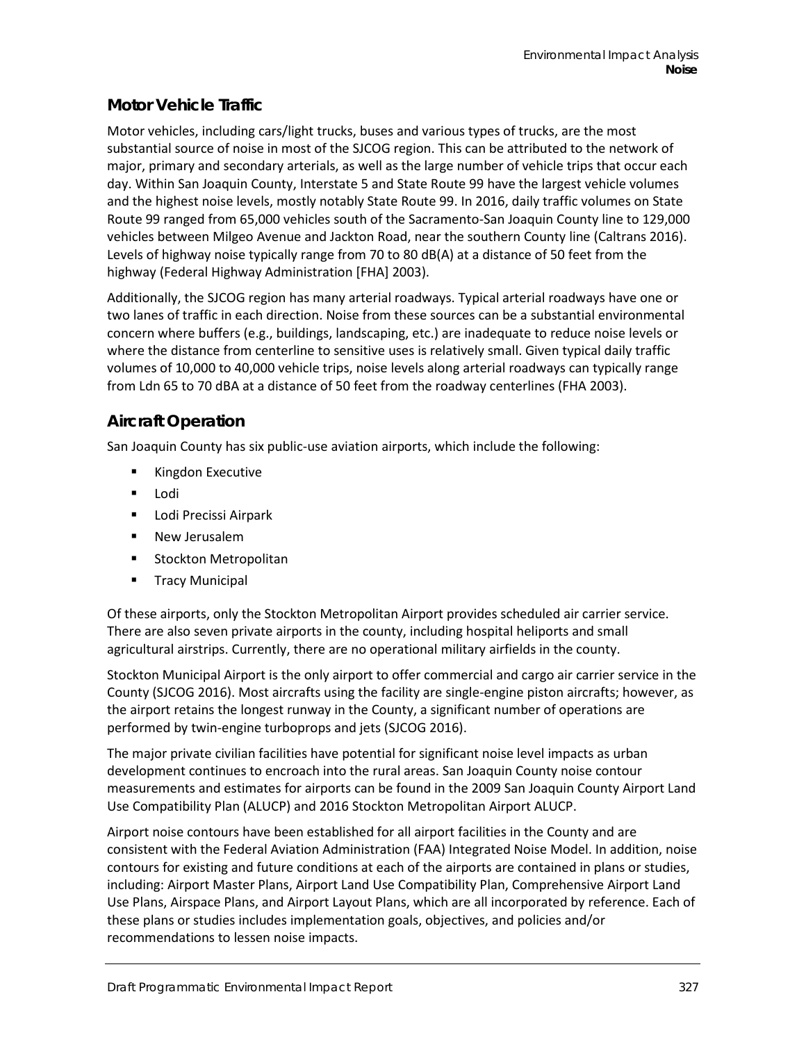### Motor Vehicle Traffic

Motor vehicles, including cars/light trucks, buses and various types of trucks, are the most substantial source of noise in most of the SJCOG region. This can be attributed to the network of major, primary and secondary arterials, as well as the large number of vehicle trips that occur each day. Within San Joaquin County, Interstate 5 and State Route 99 have the largest vehicle volumes and the highest noise levels, mostly notably State Route 99. In 2016, daily traffic volumes on State Route 99 ranged from 65,000 vehicles south of the Sacramento-San Joaquin County line to 129,000 vehicles between Milgeo Avenue and Jackton Road, near the southern County line (Caltrans 2016). Levels of highway noise typically range from 70 to 80 dB(A) at a distance of 50 feet from the highway (Federal Highway Administration [FHA] 2003).

Additionally, the SJCOG region has many arterial roadways. Typical arterial roadways have one or two lanes of traffic in each direction. Noise from these sources can be a substantial environmental concern where buffers (e.g., buildings, landscaping, etc.) are inadequate to reduce noise levels or where the distance from centerline to sensitive uses is relatively small. Given typical daily traffic volumes of 10,000 to 40,000 vehicle trips, noise levels along arterial roadways can typically range from Ldn 65 to 70 dBA at a distance of 50 feet from the roadway centerlines (FHA 2003).

### Aircraft Operation

San Joaquin County has six public-use aviation airports, which include the following:

- Kingdon Executive
- Lodi
- Lodi Precissi Airpark
- New Jerusalem
- Stockton Metropolitan
- Tracy Municipal

Of these airports, only the Stockton Metropolitan Airport provides scheduled air carrier service. There are also seven private airports in the county, including hospital heliports and small agricultural airstrips. Currently, there are no operational military airfields in the county.

Stockton Municipal Airport is the only airport to offer commercial and cargo air carrier service in the County (SJCOG 2016). Most aircrafts using the facility are single-engine piston aircrafts; however, as the airport retains the longest runway in the County, a significant number of operations are performed by twin-engine turboprops and jets (SJCOG 2016).

The major private civilian facilities have potential for significant noise level impacts as urban development continues to encroach into the rural areas. San Joaquin County noise contour measurements and estimates for airports can be found in the 2009 San Joaquin County Airport Land Use Compatibility Plan (ALUCP) and 2016 Stockton Metropolitan Airport ALUCP.

Airport noise contours have been established for all airport facilities in the County and are consistent with the Federal Aviation Administration (FAA) Integrated Noise Model. In addition, noise contours for existing and future conditions at each of the airports are contained in plans or studies, including: Airport Master Plans, Airport Land Use Compatibility Plan, Comprehensive Airport Land Use Plans, Airspace Plans, and Airport Layout Plans, which are all incorporated by reference. Each of these plans or studies includes implementation goals, objectives, and policies and/or recommendations to lessen noise impacts.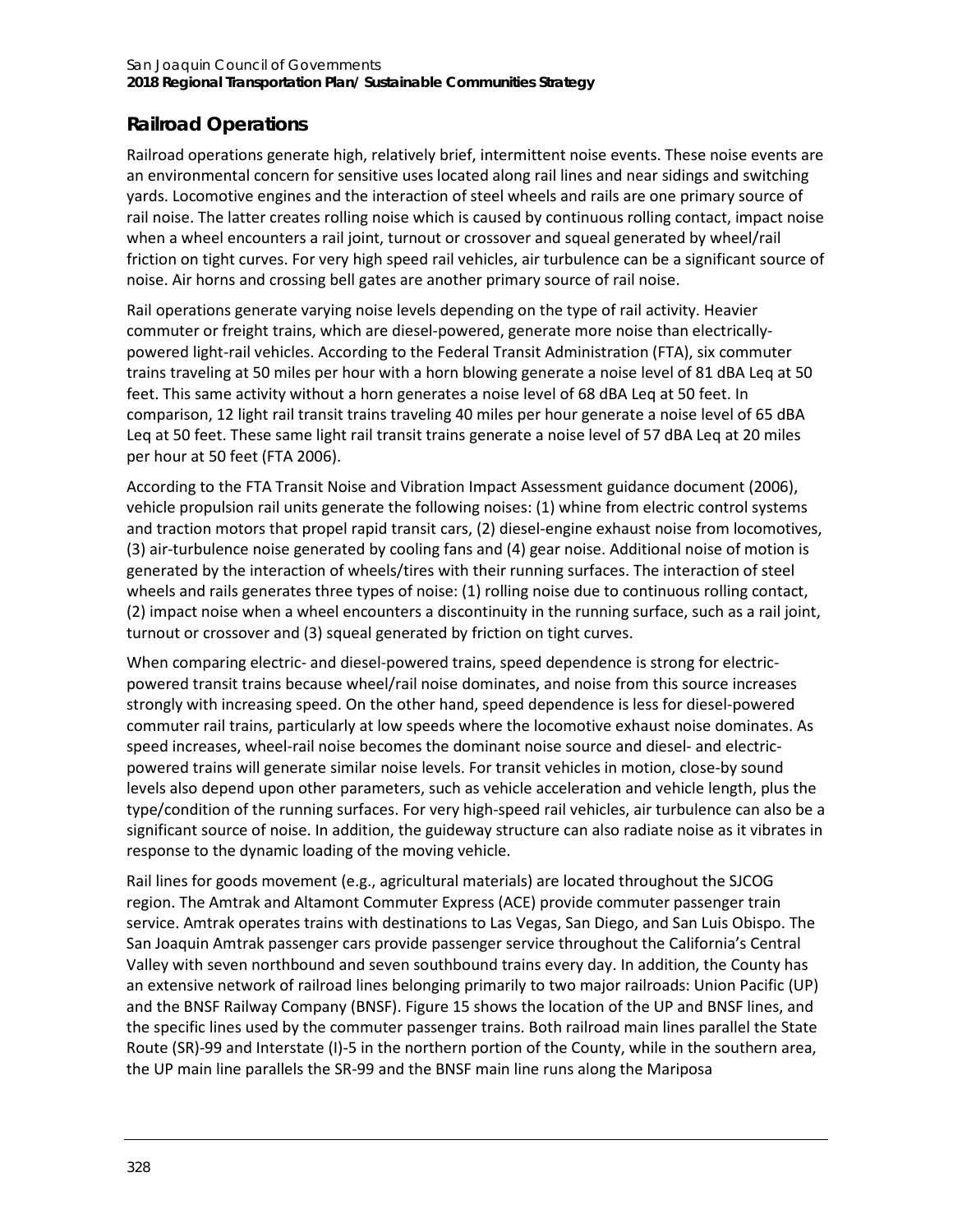## Railroad Operations

Railroad operations generate high, relatively brief, intermittent noise events. These noise events are an environmental concern for sensitive uses located along rail lines and near sidings and switching yards. Locomotive engines and the interaction of steel wheels and rails are one primary source of rail noise. The latter creates rolling noise which is caused by continuous rolling contact, impact noise when a wheel encounters a rail joint, turnout or crossover and squeal generated by wheel/rail friction on tight curves. For very high speed rail vehicles, air turbulence can be a significant source of noise. Air horns and crossing bell gates are another primary source of rail noise.

Rail operations generate varying noise levels depending on the type of rail activity. Heavier commuter or freight trains, which are diesel-powered, generate more noise than electrically-powered light-rail vehicles. According to the Federal Transit Administration (FTA), six commuter trains traveling at 50 miles per hour with a horn blowing generate a noise level of 81 dBA Leq at 50 feet. This same activity without a horn generates a noise level of 68 dBA Leq at 50 feet. In comparison, 12 light rail transit trains traveling 40 miles per hour generate a noise level of 65 dBA Leq at 50 feet. These same light rail transit trains generate a noise level of 57 dBA Leq at 20 miles per hour at 50 feet (FTA 2006).

According to the FTA Transit Noise and Vibration Impact Assessment guidance document (2006), vehicle propulsion rail units generate the following noises: (1) whine from electric control systems and traction motors that propel rapid transit cars, (2) diesel-engine exhaust noise from locomotives, (3) air-turbulence noise generated by cooling fans and (4) gear noise. Additional noise of motion is generated by the interaction of wheels/tires with their running surfaces. The interaction of steel wheels and rails generates three types of noise: (1) rolling noise due to continuous rolling contact, (2) impact noise when a wheel encounters a discontinuity in the running surface, such as a rail joint, turnout or crossover and (3) squeal generated by friction on tight curves.

When comparing electric- and diesel-powered trains, speed dependence is strong for electric-powered transit trains because wheel/rail noise dominates, and noise from this source increases strongly with increasing speed. On the other hand, speed dependence is less for diesel-powered commuter rail trains, particularly at low speeds where the locomotive exhaust noise dominates. As speed increases, wheel-rail noise becomes the dominant noise source and diesel- and electric-powered trains will generate similar noise levels. For transit vehicles in motion, close-by sound levels also depend upon other parameters, such as vehicle acceleration and vehicle length, plus the type/condition of the running surfaces. For very high-speed rail vehicles, air turbulence can also be a significant source of noise. In addition, the guideway structure can also radiate noise as it vibrates in response to the dynamic loading of the moving vehicle.

Rail lines for goods movement (e.g., agricultural materials) are located throughout the SJCOG region. The Amtrak and Altamont Commuter Express (ACE) provide commuter passenger train service. Amtrak operates trains with destinations to Las Vegas, San Diego, and San Luis Obispo. The San Joaquin Amtrak passenger cars provide passenger service throughout the California's Central Valley with seven northbound and seven southbound trains every day. In addition, the County has an extensive network of railroad lines belonging primarily to two major railroads: Union Pacific (UP) and the BNSF Railway Company (BNSF). Figure 15 shows the location of the UP and BNSF lines, and the specific lines used by the commuter passenger trains. Both railroad main lines parallel the State Route (SR)-99 and Interstate (I)-5 in the northern portion of the County, while in the southern area, the UP main line parallels the SR-99 and the BNSF main line runs along the Mariposa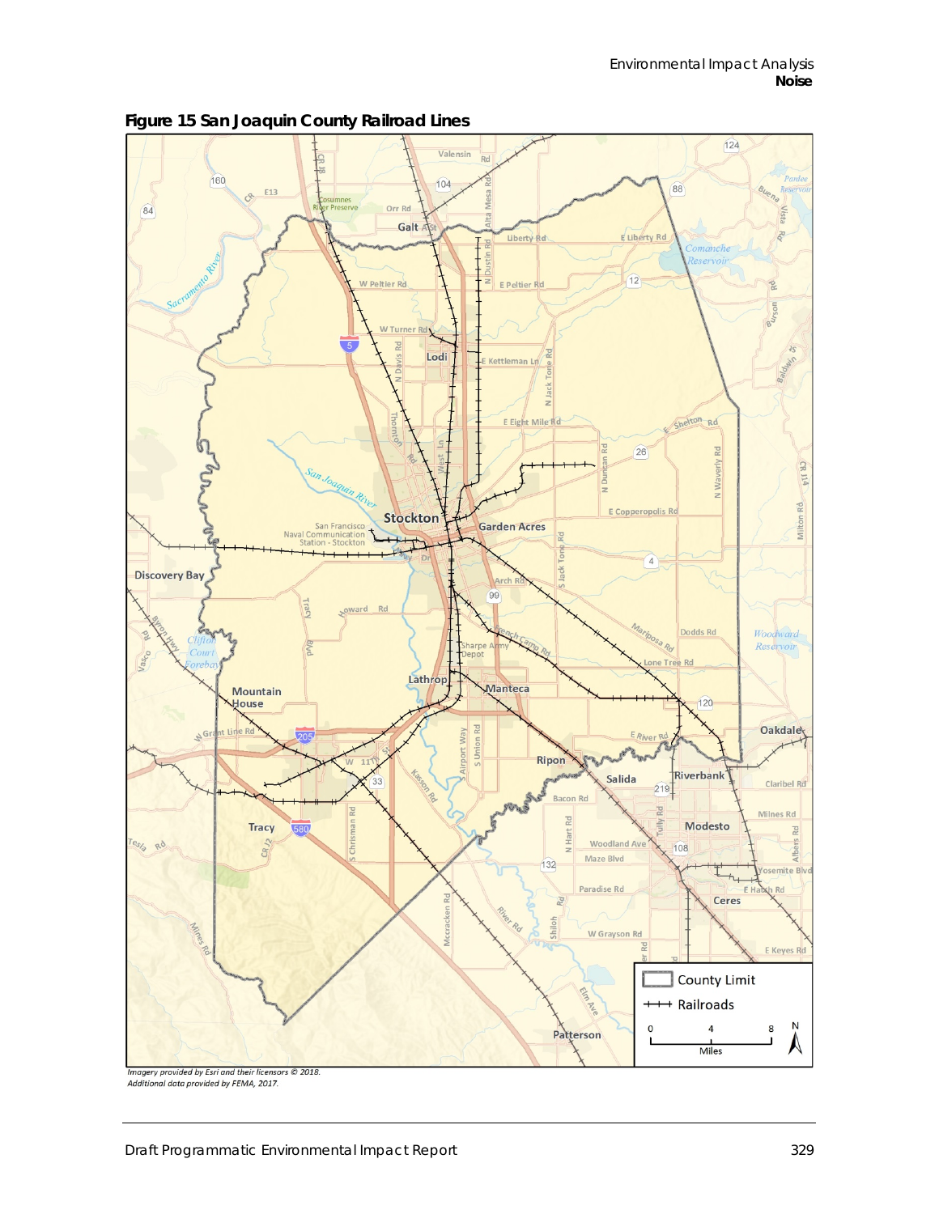**Figure 15 San Joaquin County Railroad Lines**

*Imagery provided by Esri and their licensors © 2018.*
*Additional data provided by FEMA, 2017.*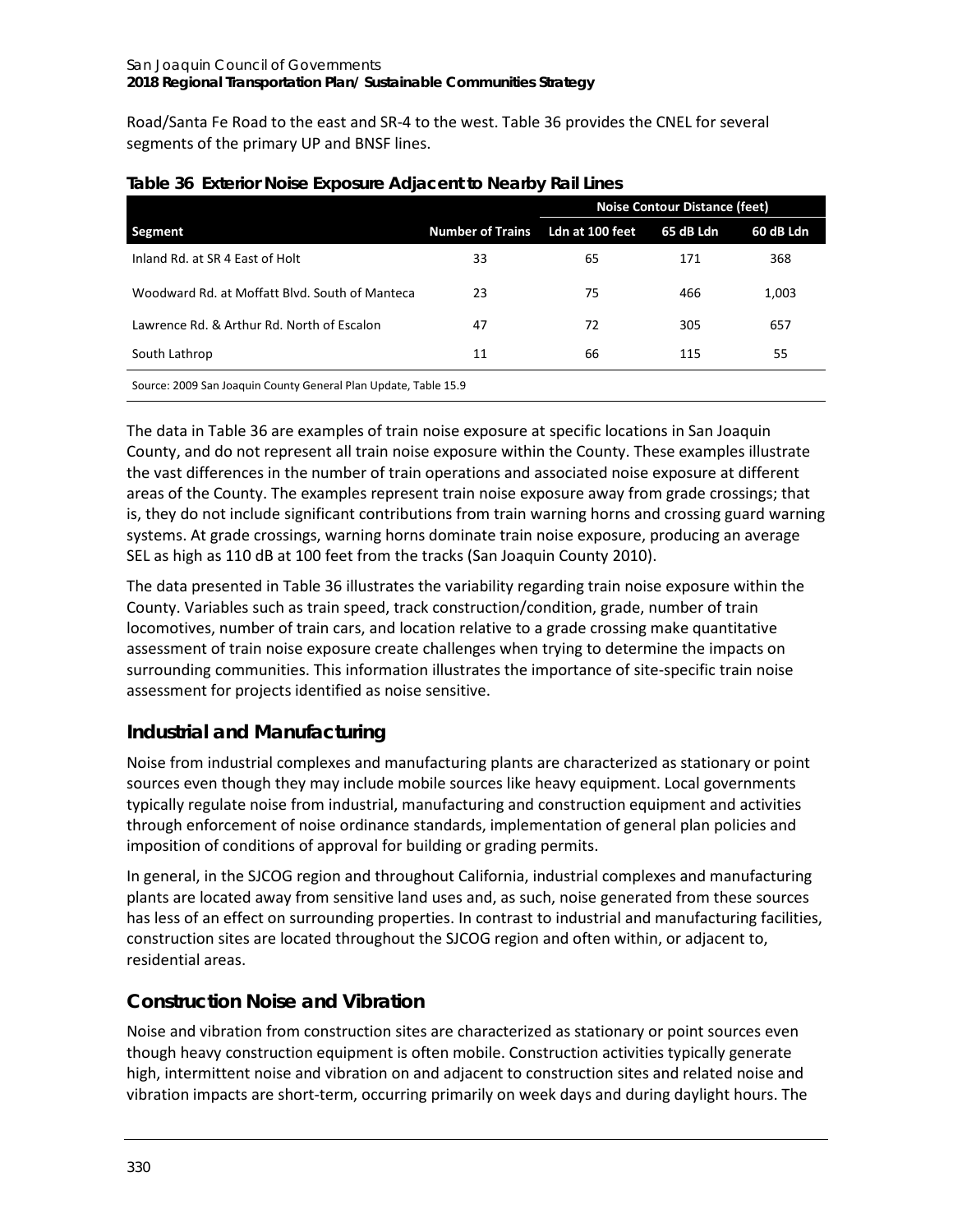Road/Santa Fe Road to the east and SR-4 to the west. Table 36 provides the CNEL for several segments of the primary UP and BNSF lines.

**Table 36 Exterior Noise Exposure Adjacent to Nearby Rail Lines**

| | | Noise Contour Distance (feet) | | |
|---|---|---|---|---|
| Segment | Number of Trains | Ldn at 100 feet | 65 dB Ldn | 60 dB Ldn |
| Inland Rd. at SR 4 East of Holt | 33 | 65 | 171 | 368 |
| Woodward Rd. at Moffatt Blvd. South of Manteca | 23 | 75 | 466 | 1,003 |
| Lawrence Rd. & Arthur Rd. North of Escalon | 47 | 72 | 305 | 657 |
| South Lathrop | 11 | 66 | 115 | 55 |

Source: 2009 San Joaquin County General Plan Update, Table 15.9

The data in Table 36 are examples of train noise exposure at specific locations in San Joaquin County, and do not represent all train noise exposure within the County. These examples illustrate the vast differences in the number of train operations and associated noise exposure at different areas of the County. The examples represent train noise exposure away from grade crossings; that is, they do not include significant contributions from train warning horns and crossing guard warning systems. At grade crossings, warning horns dominate train noise exposure, producing an average SEL as high as 110 dB at 100 feet from the tracks (San Joaquin County 2010).

The data presented in Table 36 illustrates the variability regarding train noise exposure within the County. Variables such as train speed, track construction/condition, grade, number of train locomotives, number of train cars, and location relative to a grade crossing make quantitative assessment of train noise exposure create challenges when trying to determine the impacts on surrounding communities. This information illustrates the importance of site-specific train noise assessment for projects identified as noise sensitive.

## Industrial and Manufacturing

Noise from industrial complexes and manufacturing plants are characterized as stationary or point sources even though they may include mobile sources like heavy equipment. Local governments typically regulate noise from industrial, manufacturing and construction equipment and activities through enforcement of noise ordinance standards, implementation of general plan policies and imposition of conditions of approval for building or grading permits.

In general, in the SJCOG region and throughout California, industrial complexes and manufacturing plants are located away from sensitive land uses and, as such, noise generated from these sources has less of an effect on surrounding properties. In contrast to industrial and manufacturing facilities, construction sites are located throughout the SJCOG region and often within, or adjacent to, residential areas.

## Construction Noise and Vibration

Noise and vibration from construction sites are characterized as stationary or point sources even though heavy construction equipment is often mobile. Construction activities typically generate high, intermittent noise and vibration on and adjacent to construction sites and related noise and vibration impacts are short-term, occurring primarily on week days and during daylight hours. The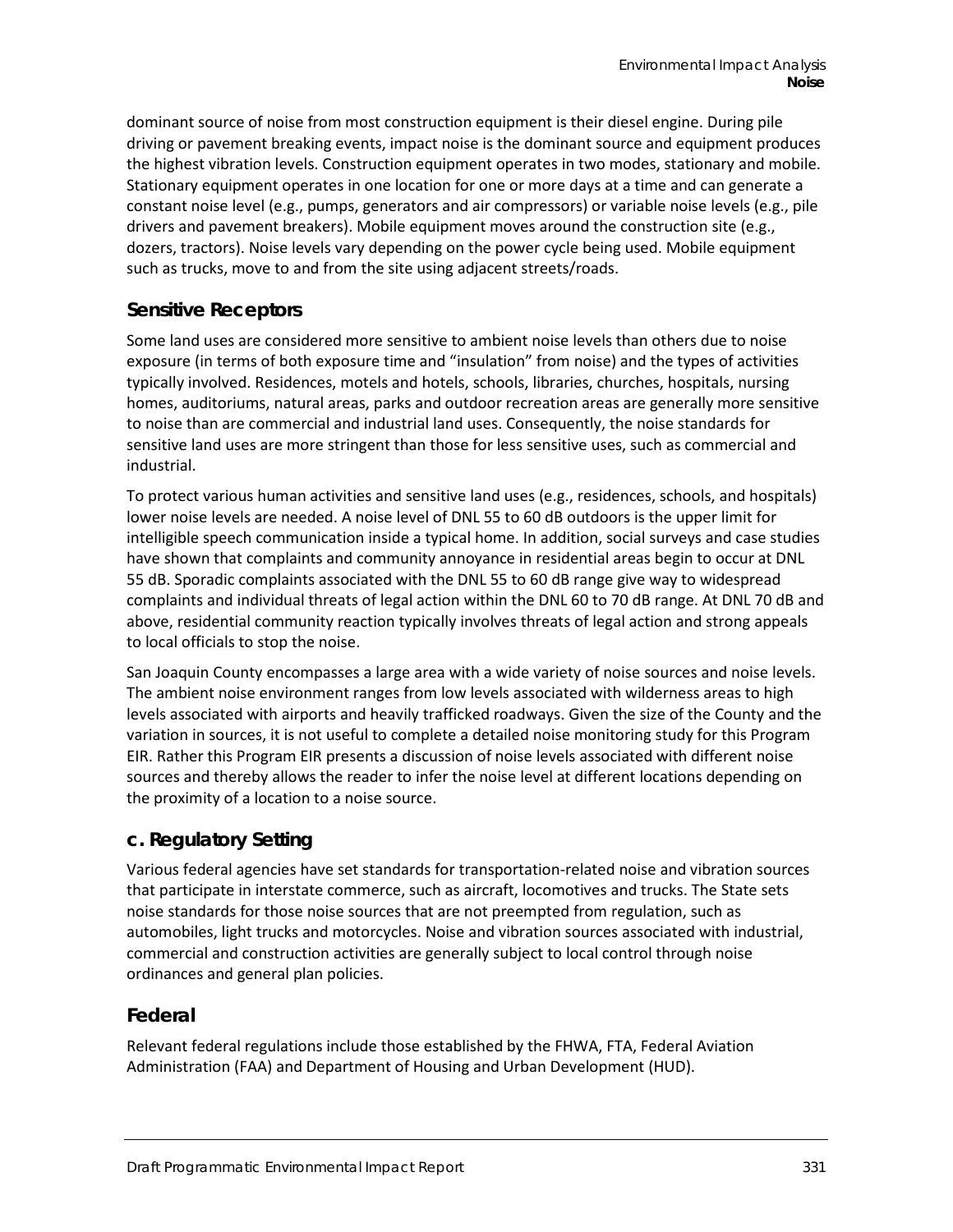dominant source of noise from most construction equipment is their diesel engine. During pile driving or pavement breaking events, impact noise is the dominant source and equipment produces the highest vibration levels. Construction equipment operates in two modes, stationary and mobile. Stationary equipment operates in one location for one or more days at a time and can generate a constant noise level (e.g., pumps, generators and air compressors) or variable noise levels (e.g., pile drivers and pavement breakers). Mobile equipment moves around the construction site (e.g., dozers, tractors). Noise levels vary depending on the power cycle being used. Mobile equipment such as trucks, move to and from the site using adjacent streets/roads.

### Sensitive Receptors

Some land uses are considered more sensitive to ambient noise levels than others due to noise exposure (in terms of both exposure time and "insulation" from noise) and the types of activities typically involved. Residences, motels and hotels, schools, libraries, churches, hospitals, nursing homes, auditoriums, natural areas, parks and outdoor recreation areas are generally more sensitive to noise than are commercial and industrial land uses. Consequently, the noise standards for sensitive land uses are more stringent than those for less sensitive uses, such as commercial and industrial.

To protect various human activities and sensitive land uses (e.g., residences, schools, and hospitals) lower noise levels are needed. A noise level of DNL 55 to 60 dB outdoors is the upper limit for intelligible speech communication inside a typical home. In addition, social surveys and case studies have shown that complaints and community annoyance in residential areas begin to occur at DNL 55 dB. Sporadic complaints associated with the DNL 55 to 60 dB range give way to widespread complaints and individual threats of legal action within the DNL 60 to 70 dB range. At DNL 70 dB and above, residential community reaction typically involves threats of legal action and strong appeals to local officials to stop the noise.

San Joaquin County encompasses a large area with a wide variety of noise sources and noise levels. The ambient noise environment ranges from low levels associated with wilderness areas to high levels associated with airports and heavily trafficked roadways. Given the size of the County and the variation in sources, it is not useful to complete a detailed noise monitoring study for this Program EIR. Rather this Program EIR presents a discussion of noise levels associated with different noise sources and thereby allows the reader to infer the noise level at different locations depending on the proximity of a location to a noise source.

## c. Regulatory Setting

Various federal agencies have set standards for transportation-related noise and vibration sources that participate in interstate commerce, such as aircraft, locomotives and trucks. The State sets noise standards for those noise sources that are not preempted from regulation, such as automobiles, light trucks and motorcycles. Noise and vibration sources associated with industrial, commercial and construction activities are generally subject to local control through noise ordinances and general plan policies.

### Federal

Relevant federal regulations include those established by the FHWA, FTA, Federal Aviation Administration (FAA) and Department of Housing and Urban Development (HUD).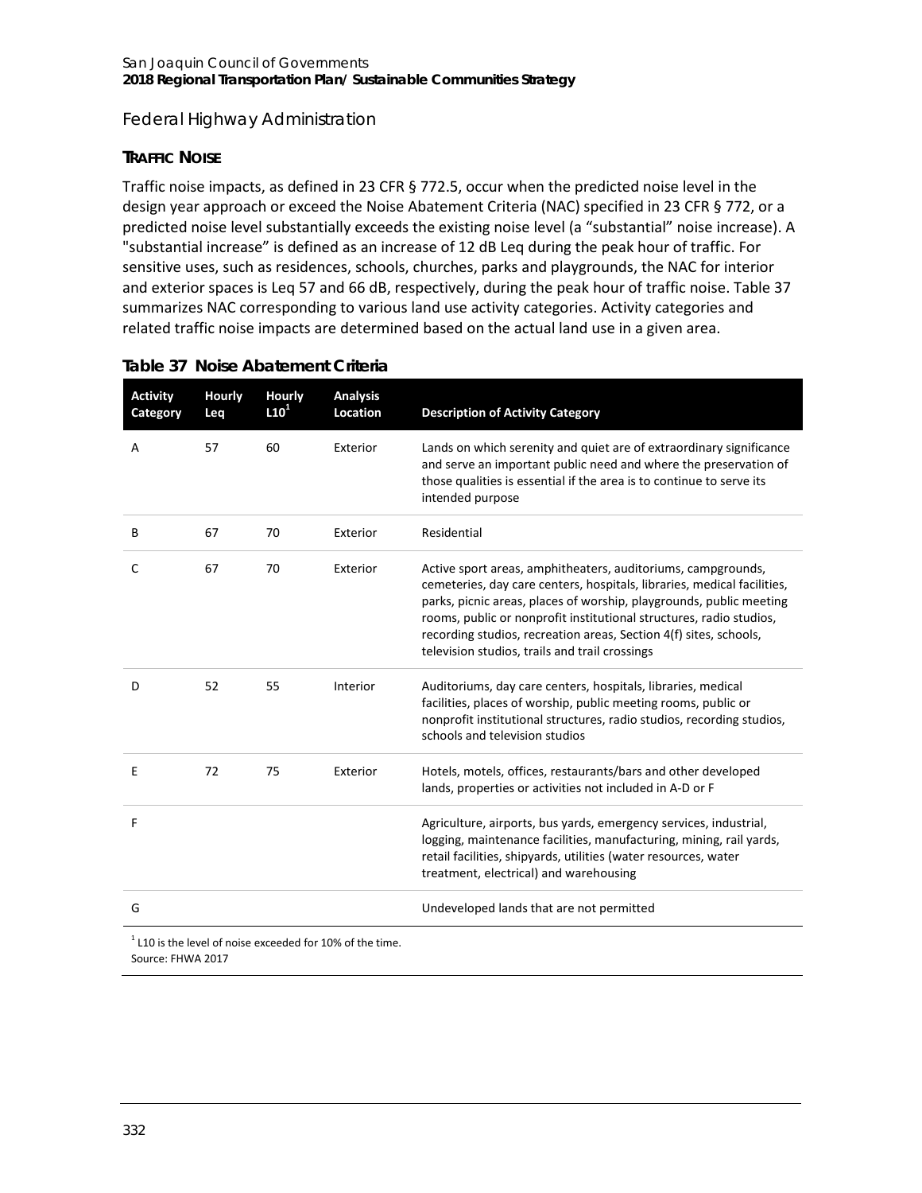## Federal Highway Administration

### TRAFFIC NOISE

Traffic noise impacts, as defined in 23 CFR § 772.5, occur when the predicted noise level in the design year approach or exceed the Noise Abatement Criteria (NAC) specified in 23 CFR § 772, or a predicted noise level substantially exceeds the existing noise level (a "substantial" noise increase). A "substantial increase" is defined as an increase of 12 dB Leq during the peak hour of traffic. For sensitive uses, such as residences, schools, churches, parks and playgrounds, the NAC for interior and exterior spaces is Leq 57 and 66 dB, respectively, during the peak hour of traffic noise. Table 37 summarizes NAC corresponding to various land use activity categories. Activity categories and related traffic noise impacts are determined based on the actual land use in a given area.

**Table 37 Noise Abatement Criteria**

| Activity Category | Hourly Leq | Hourly L10[1] | Analysis Location | Description of Activity Category |
|---|---|---|---|---|
| A | 57 | 60 | Exterior | Lands on which serenity and quiet are of extraordinary significance and serve an important public need and where the preservation of those qualities is essential if the area is to continue to serve its intended purpose |
| B | 67 | 70 | Exterior | Residential |
| C | 67 | 70 | Exterior | Active sport areas, amphitheaters, auditoriums, campgrounds, cemeteries, day care centers, hospitals, libraries, medical facilities, parks, picnic areas, places of worship, playgrounds, public meeting rooms, public or nonprofit institutional structures, radio studios, recording studios, recreation areas, Section 4(f) sites, schools, television studios, trails and trail crossings |
| D | 52 | 55 | Interior | Auditoriums, day care centers, hospitals, libraries, medical facilities, places of worship, public meeting rooms, public or nonprofit institutional structures, radio studios, recording studios, schools and television studios |
| E | 72 | 75 | Exterior | Hotels, motels, offices, restaurants/bars and other developed lands, properties or activities not included in A-D or F |
| F | | | | Agriculture, airports, bus yards, emergency services, industrial, logging, maintenance facilities, manufacturing, mining, rail yards, retail facilities, shipyards, utilities (water resources, water treatment, electrical) and warehousing |
| G | | | | Undeveloped lands that are not permitted |

[1] L10 is the level of noise exceeded for 10% of the time.
Source: FHWA 2017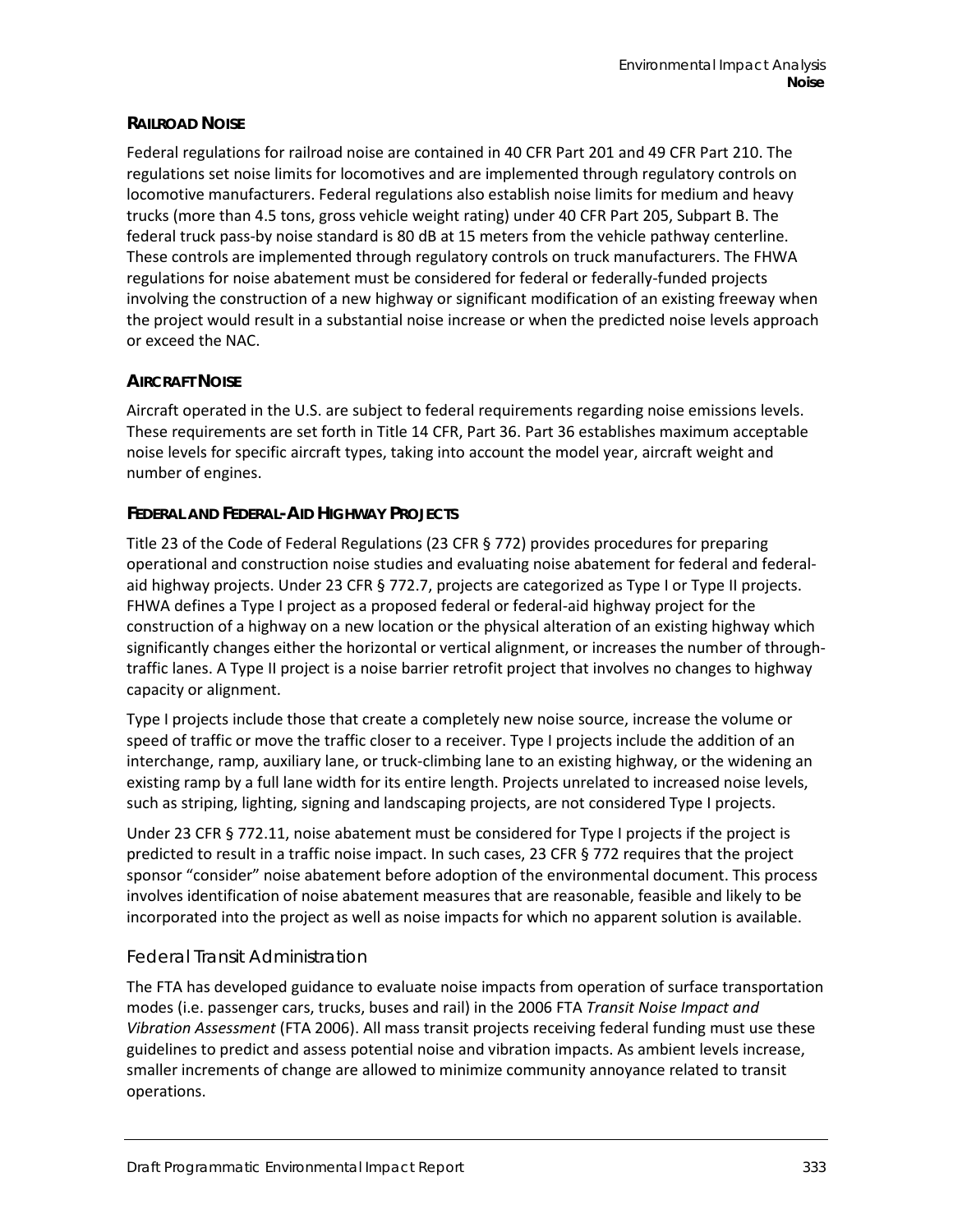#### RAILROAD NOISE

Federal regulations for railroad noise are contained in 40 CFR Part 201 and 49 CFR Part 210. The regulations set noise limits for locomotives and are implemented through regulatory controls on locomotive manufacturers. Federal regulations also establish noise limits for medium and heavy trucks (more than 4.5 tons, gross vehicle weight rating) under 40 CFR Part 205, Subpart B. The federal truck pass-by noise standard is 80 dB at 15 meters from the vehicle pathway centerline. These controls are implemented through regulatory controls on truck manufacturers. The FHWA regulations for noise abatement must be considered for federal or federally-funded projects involving the construction of a new highway or significant modification of an existing freeway when the project would result in a substantial noise increase or when the predicted noise levels approach or exceed the NAC.

#### AIRCRAFT NOISE

Aircraft operated in the U.S. are subject to federal requirements regarding noise emissions levels. These requirements are set forth in Title 14 CFR, Part 36. Part 36 establishes maximum acceptable noise levels for specific aircraft types, taking into account the model year, aircraft weight and number of engines.

#### FEDERAL AND FEDERAL-AID HIGHWAY PROJECTS

Title 23 of the Code of Federal Regulations (23 CFR § 772) provides procedures for preparing operational and construction noise studies and evaluating noise abatement for federal and federal-aid highway projects. Under 23 CFR § 772.7, projects are categorized as Type I or Type II projects. FHWA defines a Type I project as a proposed federal or federal-aid highway project for the construction of a highway on a new location or the physical alteration of an existing highway which significantly changes either the horizontal or vertical alignment, or increases the number of through-traffic lanes. A Type II project is a noise barrier retrofit project that involves no changes to highway capacity or alignment.

Type I projects include those that create a completely new noise source, increase the volume or speed of traffic or move the traffic closer to a receiver. Type I projects include the addition of an interchange, ramp, auxiliary lane, or truck-climbing lane to an existing highway, or the widening an existing ramp by a full lane width for its entire length. Projects unrelated to increased noise levels, such as striping, lighting, signing and landscaping projects, are not considered Type I projects.

Under 23 CFR § 772.11, noise abatement must be considered for Type I projects if the project is predicted to result in a traffic noise impact. In such cases, 23 CFR § 772 requires that the project sponsor "consider" noise abatement before adoption of the environmental document. This process involves identification of noise abatement measures that are reasonable, feasible and likely to be incorporated into the project as well as noise impacts for which no apparent solution is available.

### Federal Transit Administration

The FTA has developed guidance to evaluate noise impacts from operation of surface transportation modes (i.e. passenger cars, trucks, buses and rail) in the 2006 FTA *Transit Noise Impact and Vibration Assessment* (FTA 2006). All mass transit projects receiving federal funding must use these guidelines to predict and assess potential noise and vibration impacts. As ambient levels increase, smaller increments of change are allowed to minimize community annoyance related to transit operations.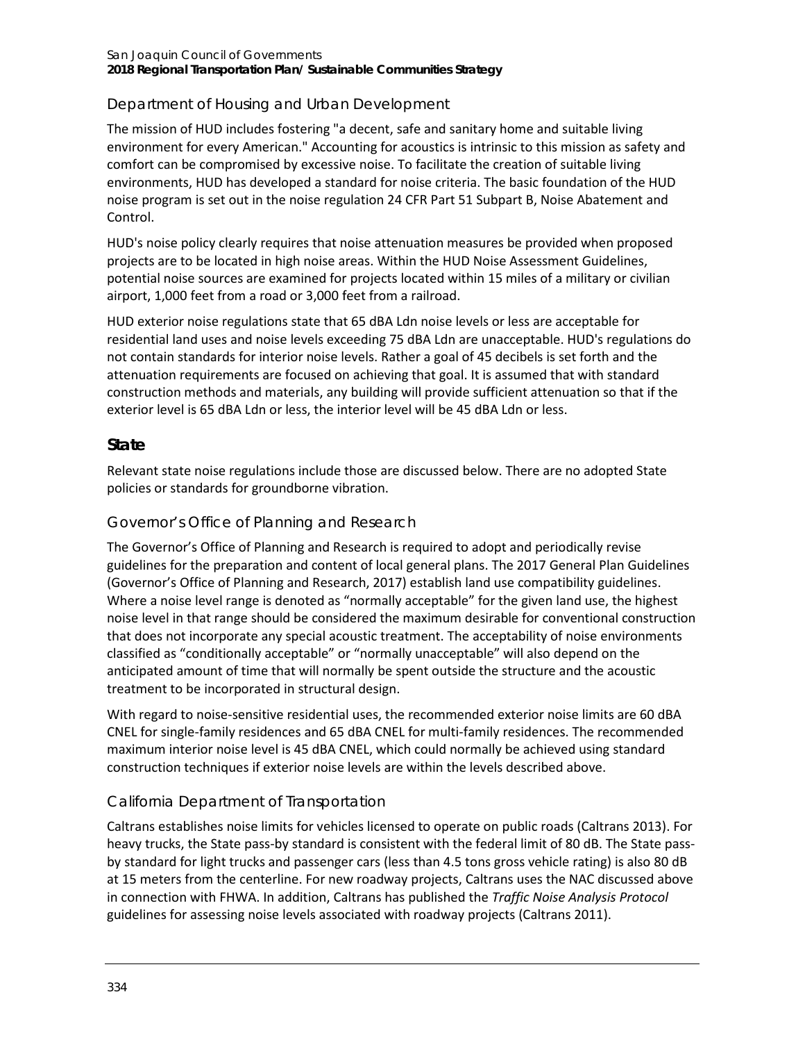### Department of Housing and Urban Development

The mission of HUD includes fostering "a decent, safe and sanitary home and suitable living environment for every American." Accounting for acoustics is intrinsic to this mission as safety and comfort can be compromised by excessive noise. To facilitate the creation of suitable living environments, HUD has developed a standard for noise criteria. The basic foundation of the HUD noise program is set out in the noise regulation 24 CFR Part 51 Subpart B, Noise Abatement and Control.

HUD's noise policy clearly requires that noise attenuation measures be provided when proposed projects are to be located in high noise areas. Within the HUD Noise Assessment Guidelines, potential noise sources are examined for projects located within 15 miles of a military or civilian airport, 1,000 feet from a road or 3,000 feet from a railroad.

HUD exterior noise regulations state that 65 dBA Ldn noise levels or less are acceptable for residential land uses and noise levels exceeding 75 dBA Ldn are unacceptable. HUD's regulations do not contain standards for interior noise levels. Rather a goal of 45 decibels is set forth and the attenuation requirements are focused on achieving that goal. It is assumed that with standard construction methods and materials, any building will provide sufficient attenuation so that if the exterior level is 65 dBA Ldn or less, the interior level will be 45 dBA Ldn or less.

## State

Relevant state noise regulations include those are discussed below. There are no adopted State policies or standards for groundborne vibration.

### Governor's Office of Planning and Research

The Governor's Office of Planning and Research is required to adopt and periodically revise guidelines for the preparation and content of local general plans. The 2017 General Plan Guidelines (Governor's Office of Planning and Research, 2017) establish land use compatibility guidelines. Where a noise level range is denoted as "normally acceptable" for the given land use, the highest noise level in that range should be considered the maximum desirable for conventional construction that does not incorporate any special acoustic treatment. The acceptability of noise environments classified as "conditionally acceptable" or "normally unacceptable" will also depend on the anticipated amount of time that will normally be spent outside the structure and the acoustic treatment to be incorporated in structural design.

With regard to noise-sensitive residential uses, the recommended exterior noise limits are 60 dBA CNEL for single-family residences and 65 dBA CNEL for multi-family residences. The recommended maximum interior noise level is 45 dBA CNEL, which could normally be achieved using standard construction techniques if exterior noise levels are within the levels described above.

### California Department of Transportation

Caltrans establishes noise limits for vehicles licensed to operate on public roads (Caltrans 2013). For heavy trucks, the State pass-by standard is consistent with the federal limit of 80 dB. The State pass-by standard for light trucks and passenger cars (less than 4.5 tons gross vehicle rating) is also 80 dB at 15 meters from the centerline. For new roadway projects, Caltrans uses the NAC discussed above in connection with FHWA. In addition, Caltrans has published the *Traffic Noise Analysis Protocol* guidelines for assessing noise levels associated with roadway projects (Caltrans 2011).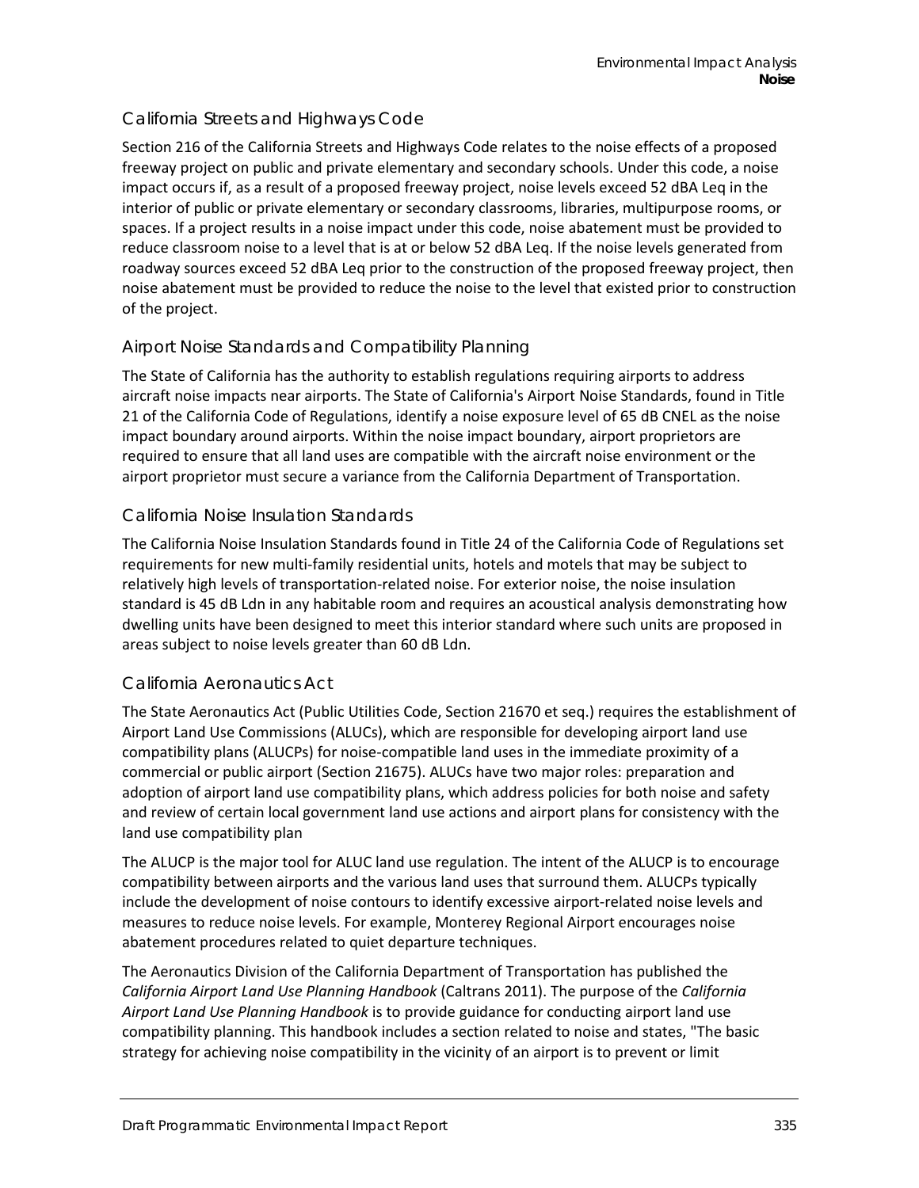### California Streets and Highways Code

Section 216 of the California Streets and Highways Code relates to the noise effects of a proposed freeway project on public and private elementary and secondary schools. Under this code, a noise impact occurs if, as a result of a proposed freeway project, noise levels exceed 52 dBA Leq in the interior of public or private elementary or secondary classrooms, libraries, multipurpose rooms, or spaces. If a project results in a noise impact under this code, noise abatement must be provided to reduce classroom noise to a level that is at or below 52 dBA Leq. If the noise levels generated from roadway sources exceed 52 dBA Leq prior to the construction of the proposed freeway project, then noise abatement must be provided to reduce the noise to the level that existed prior to construction of the project.

### Airport Noise Standards and Compatibility Planning

The State of California has the authority to establish regulations requiring airports to address aircraft noise impacts near airports. The State of California's Airport Noise Standards, found in Title 21 of the California Code of Regulations, identify a noise exposure level of 65 dB CNEL as the noise impact boundary around airports. Within the noise impact boundary, airport proprietors are required to ensure that all land uses are compatible with the aircraft noise environment or the airport proprietor must secure a variance from the California Department of Transportation.

### California Noise Insulation Standards

The California Noise Insulation Standards found in Title 24 of the California Code of Regulations set requirements for new multi-family residential units, hotels and motels that may be subject to relatively high levels of transportation-related noise. For exterior noise, the noise insulation standard is 45 dB Ldn in any habitable room and requires an acoustical analysis demonstrating how dwelling units have been designed to meet this interior standard where such units are proposed in areas subject to noise levels greater than 60 dB Ldn.

### California Aeronautics Act

The State Aeronautics Act (Public Utilities Code, Section 21670 et seq.) requires the establishment of Airport Land Use Commissions (ALUCs), which are responsible for developing airport land use compatibility plans (ALUCPs) for noise-compatible land uses in the immediate proximity of a commercial or public airport (Section 21675). ALUCs have two major roles: preparation and adoption of airport land use compatibility plans, which address policies for both noise and safety and review of certain local government land use actions and airport plans for consistency with the land use compatibility plan

The ALUCP is the major tool for ALUC land use regulation. The intent of the ALUCP is to encourage compatibility between airports and the various land uses that surround them. ALUCPs typically include the development of noise contours to identify excessive airport-related noise levels and measures to reduce noise levels. For example, Monterey Regional Airport encourages noise abatement procedures related to quiet departure techniques.

The Aeronautics Division of the California Department of Transportation has published the *California Airport Land Use Planning Handbook* (Caltrans 2011). The purpose of the *California Airport Land Use Planning Handbook* is to provide guidance for conducting airport land use compatibility planning. This handbook includes a section related to noise and states, "The basic strategy for achieving noise compatibility in the vicinity of an airport is to prevent or limit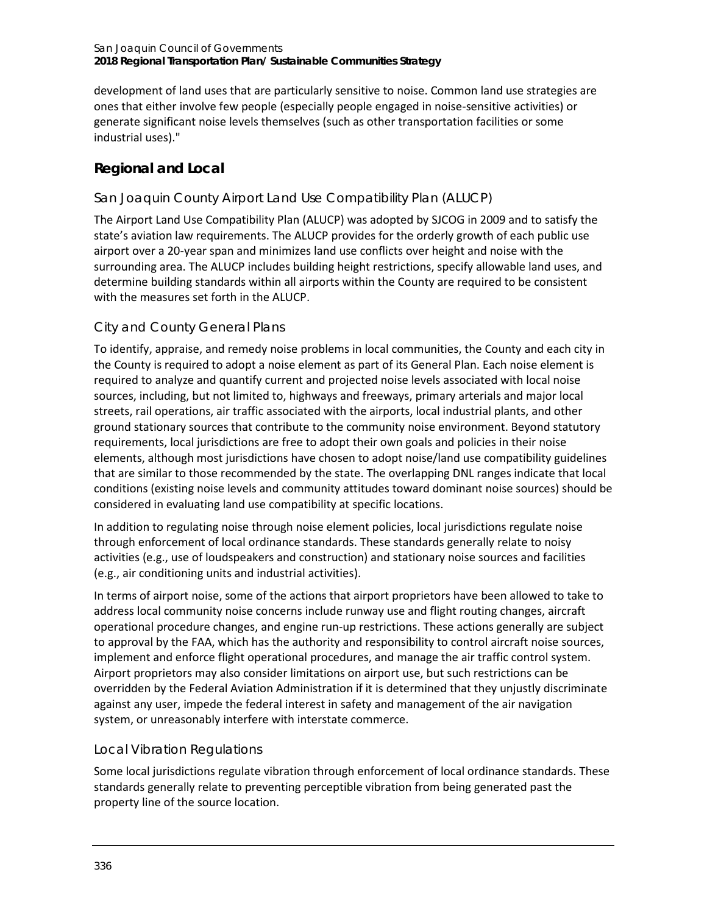development of land uses that are particularly sensitive to noise. Common land use strategies are ones that either involve few people (especially people engaged in noise-sensitive activities) or generate significant noise levels themselves (such as other transportation facilities or some industrial uses)."

## Regional and Local

### San Joaquin County Airport Land Use Compatibility Plan (ALUCP)

The Airport Land Use Compatibility Plan (ALUCP) was adopted by SJCOG in 2009 and to satisfy the state's aviation law requirements. The ALUCP provides for the orderly growth of each public use airport over a 20-year span and minimizes land use conflicts over height and noise with the surrounding area. The ALUCP includes building height restrictions, specify allowable land uses, and determine building standards within all airports within the County are required to be consistent with the measures set forth in the ALUCP.

### City and County General Plans

To identify, appraise, and remedy noise problems in local communities, the County and each city in the County is required to adopt a noise element as part of its General Plan. Each noise element is required to analyze and quantify current and projected noise levels associated with local noise sources, including, but not limited to, highways and freeways, primary arterials and major local streets, rail operations, air traffic associated with the airports, local industrial plants, and other ground stationary sources that contribute to the community noise environment. Beyond statutory requirements, local jurisdictions are free to adopt their own goals and policies in their noise elements, although most jurisdictions have chosen to adopt noise/land use compatibility guidelines that are similar to those recommended by the state. The overlapping DNL ranges indicate that local conditions (existing noise levels and community attitudes toward dominant noise sources) should be considered in evaluating land use compatibility at specific locations.

In addition to regulating noise through noise element policies, local jurisdictions regulate noise through enforcement of local ordinance standards. These standards generally relate to noisy activities (e.g., use of loudspeakers and construction) and stationary noise sources and facilities (e.g., air conditioning units and industrial activities).

In terms of airport noise, some of the actions that airport proprietors have been allowed to take to address local community noise concerns include runway use and flight routing changes, aircraft operational procedure changes, and engine run-up restrictions. These actions generally are subject to approval by the FAA, which has the authority and responsibility to control aircraft noise sources, implement and enforce flight operational procedures, and manage the air traffic control system. Airport proprietors may also consider limitations on airport use, but such restrictions can be overridden by the Federal Aviation Administration if it is determined that they unjustly discriminate against any user, impede the federal interest in safety and management of the air navigation system, or unreasonably interfere with interstate commerce.

### Local Vibration Regulations

Some local jurisdictions regulate vibration through enforcement of local ordinance standards. These standards generally relate to preventing perceptible vibration from being generated past the property line of the source location.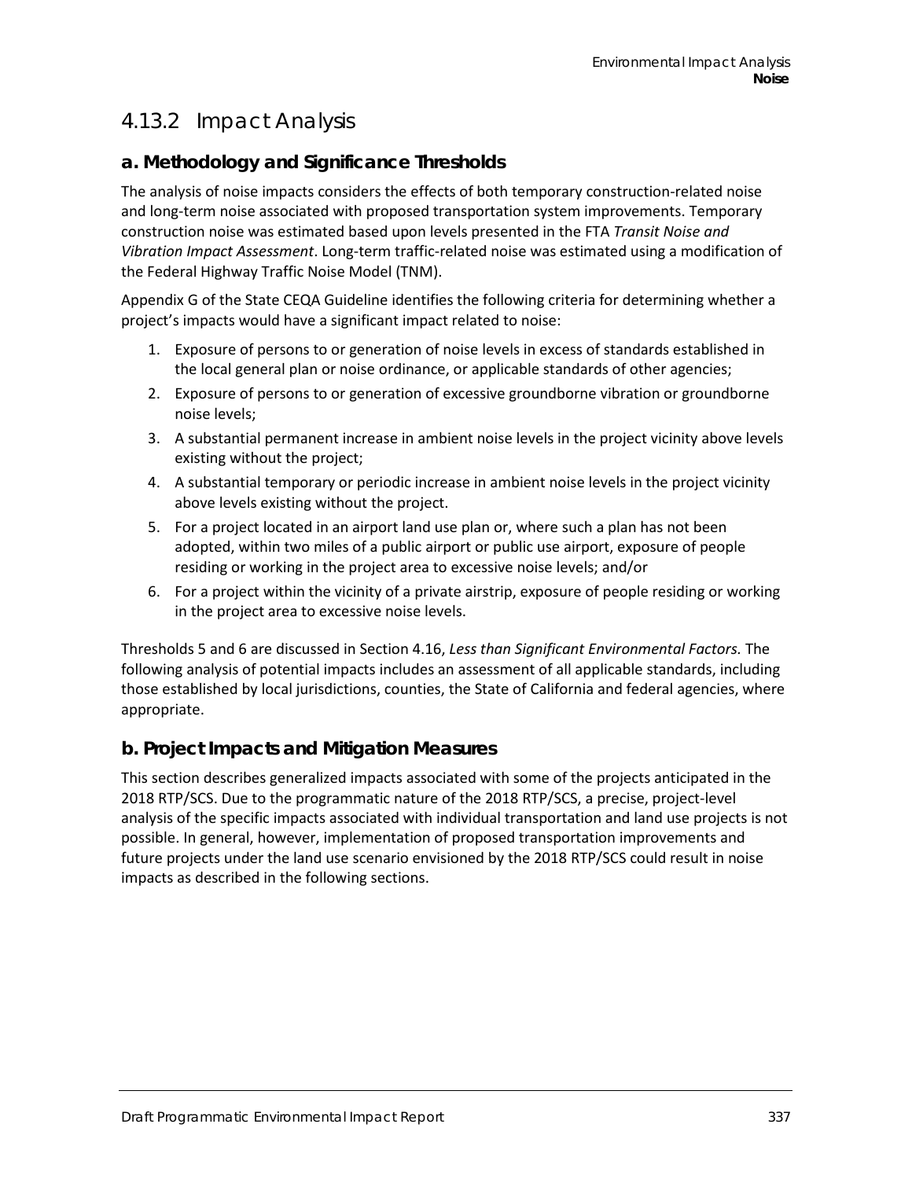## 4.13.2 Impact Analysis

### a. Methodology and Significance Thresholds

The analysis of noise impacts considers the effects of both temporary construction-related noise and long-term noise associated with proposed transportation system improvements. Temporary construction noise was estimated based upon levels presented in the FTA *Transit Noise and Vibration Impact Assessment*. Long-term traffic-related noise was estimated using a modification of the Federal Highway Traffic Noise Model (TNM).

Appendix G of the State CEQA Guideline identifies the following criteria for determining whether a project's impacts would have a significant impact related to noise:

1. Exposure of persons to or generation of noise levels in excess of standards established in the local general plan or noise ordinance, or applicable standards of other agencies;
2. Exposure of persons to or generation of excessive groundborne vibration or groundborne noise levels;
3. A substantial permanent increase in ambient noise levels in the project vicinity above levels existing without the project;
4. A substantial temporary or periodic increase in ambient noise levels in the project vicinity above levels existing without the project.
5. For a project located in an airport land use plan or, where such a plan has not been adopted, within two miles of a public airport or public use airport, exposure of people residing or working in the project area to excessive noise levels; and/or
6. For a project within the vicinity of a private airstrip, exposure of people residing or working in the project area to excessive noise levels.

Thresholds 5 and 6 are discussed in Section 4.16, *Less than Significant Environmental Factors.* The following analysis of potential impacts includes an assessment of all applicable standards, including those established by local jurisdictions, counties, the State of California and federal agencies, where appropriate.

### b. Project Impacts and Mitigation Measures

This section describes generalized impacts associated with some of the projects anticipated in the 2018 RTP/SCS. Due to the programmatic nature of the 2018 RTP/SCS, a precise, project-level analysis of the specific impacts associated with individual transportation and land use projects is not possible. In general, however, implementation of proposed transportation improvements and future projects under the land use scenario envisioned by the 2018 RTP/SCS could result in noise impacts as described in the following sections.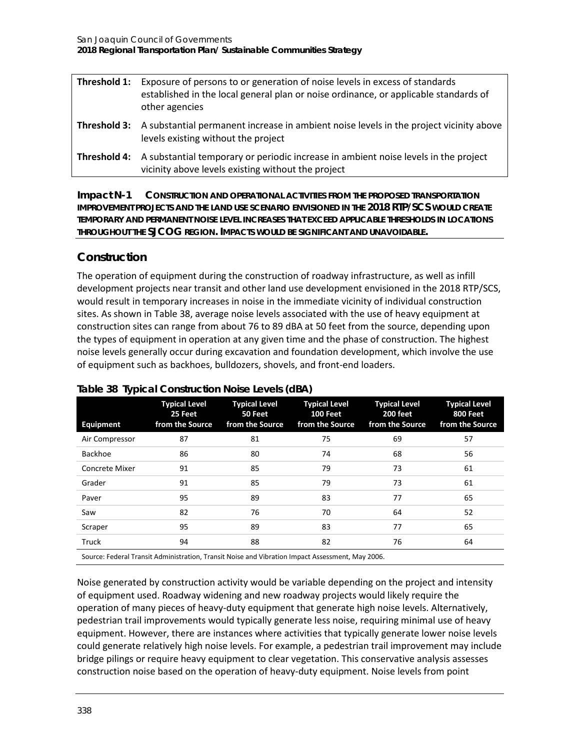| | |
|---|---|
| **Threshold 1:** | Exposure of persons to or generation of noise levels in excess of standards established in the local general plan or noise ordinance, or applicable standards of other agencies |
| **Threshold 3:** | A substantial permanent increase in ambient noise levels in the project vicinity above levels existing without the project |
| **Threshold 4:** | A substantial temporary or periodic increase in ambient noise levels in the project vicinity above levels existing without the project |

**Impact N-1 CONSTRUCTION AND OPERATIONAL ACTIVITIES FROM THE PROPOSED TRANSPORTATION IMPROVEMENT PROJECTS AND THE LAND USE SCENARIO ENVISIONED IN THE 2018 RTP/SCS WOULD CREATE TEMPORARY AND PERMANENT NOISE LEVEL INCREASES THAT EXCEED APPLICABLE THRESHOLDS IN LOCATIONS THROUGHOUT THE SJCOG REGION. IMPACTS WOULD BE SIGNIFICANT AND UNAVOIDABLE.**

## Construction

The operation of equipment during the construction of roadway infrastructure, as well as infill development projects near transit and other land use development envisioned in the 2018 RTP/SCS, would result in temporary increases in noise in the immediate vicinity of individual construction sites. As shown in Table 38, average noise levels associated with the use of heavy equipment at construction sites can range from about 76 to 89 dBA at 50 feet from the source, depending upon the types of equipment in operation at any given time and the phase of construction. The highest noise levels generally occur during excavation and foundation development, which involve the use of equipment such as backhoes, bulldozers, shovels, and front-end loaders.

**Table 38 Typical Construction Noise Levels (dBA)**

| Equipment | Typical Level 25 Feet from the Source | Typical Level 50 Feet from the Source | Typical Level 100 Feet from the Source | Typical Level 200 feet from the Source | Typical Level 800 Feet from the Source |
|---|---|---|---|---|---|
| Air Compressor | 87 | 81 | 75 | 69 | 57 |
| Backhoe | 86 | 80 | 74 | 68 | 56 |
| Concrete Mixer | 91 | 85 | 79 | 73 | 61 |
| Grader | 91 | 85 | 79 | 73 | 61 |
| Paver | 95 | 89 | 83 | 77 | 65 |
| Saw | 82 | 76 | 70 | 64 | 52 |
| Scraper | 95 | 89 | 83 | 77 | 65 |
| Truck | 94 | 88 | 82 | 76 | 64 |

Source: Federal Transit Administration, Transit Noise and Vibration Impact Assessment, May 2006.

Noise generated by construction activity would be variable depending on the project and intensity of equipment used. Roadway widening and new roadway projects would likely require the operation of many pieces of heavy-duty equipment that generate high noise levels. Alternatively, pedestrian trail improvements would typically generate less noise, requiring minimal use of heavy equipment. However, there are instances where activities that typically generate lower noise levels could generate relatively high noise levels. For example, a pedestrian trail improvement may include bridge pilings or require heavy equipment to clear vegetation. This conservative analysis assesses construction noise based on the operation of heavy-duty equipment. Noise levels from point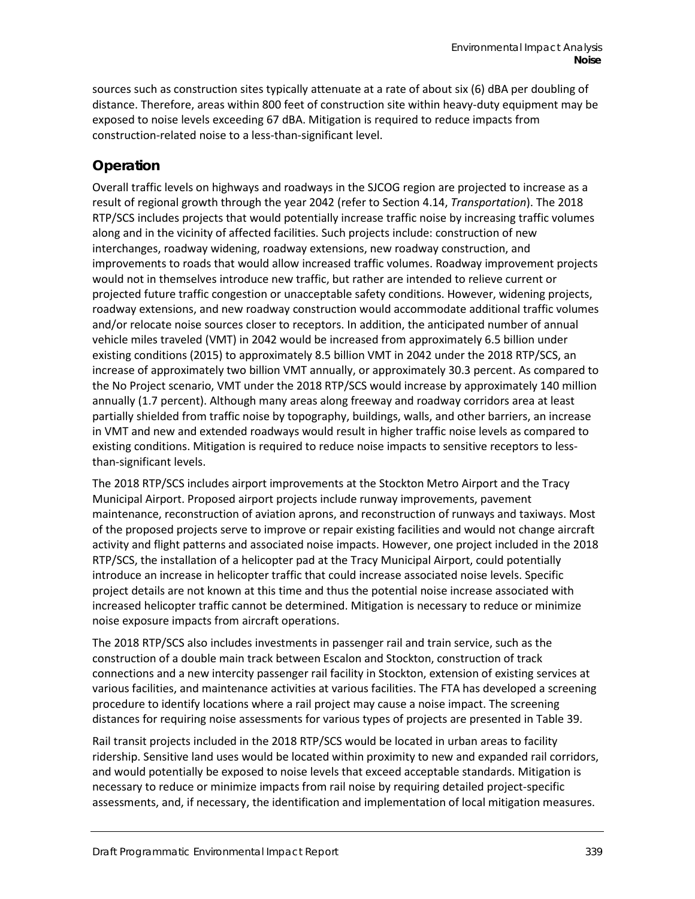sources such as construction sites typically attenuate at a rate of about six (6) dBA per doubling of distance. Therefore, areas within 800 feet of construction site within heavy-duty equipment may be exposed to noise levels exceeding 67 dBA. Mitigation is required to reduce impacts from construction-related noise to a less-than-significant level.

## Operation

Overall traffic levels on highways and roadways in the SJCOG region are projected to increase as a result of regional growth through the year 2042 (refer to Section 4.14, *Transportation*). The 2018 RTP/SCS includes projects that would potentially increase traffic noise by increasing traffic volumes along and in the vicinity of affected facilities. Such projects include: construction of new interchanges, roadway widening, roadway extensions, new roadway construction, and improvements to roads that would allow increased traffic volumes. Roadway improvement projects would not in themselves introduce new traffic, but rather are intended to relieve current or projected future traffic congestion or unacceptable safety conditions. However, widening projects, roadway extensions, and new roadway construction would accommodate additional traffic volumes and/or relocate noise sources closer to receptors. In addition, the anticipated number of annual vehicle miles traveled (VMT) in 2042 would be increased from approximately 6.5 billion under existing conditions (2015) to approximately 8.5 billion VMT in 2042 under the 2018 RTP/SCS, an increase of approximately two billion VMT annually, or approximately 30.3 percent. As compared to the No Project scenario, VMT under the 2018 RTP/SCS would increase by approximately 140 million annually (1.7 percent). Although many areas along freeway and roadway corridors area at least partially shielded from traffic noise by topography, buildings, walls, and other barriers, an increase in VMT and new and extended roadways would result in higher traffic noise levels as compared to existing conditions. Mitigation is required to reduce noise impacts to sensitive receptors to less-than-significant levels.

The 2018 RTP/SCS includes airport improvements at the Stockton Metro Airport and the Tracy Municipal Airport. Proposed airport projects include runway improvements, pavement maintenance, reconstruction of aviation aprons, and reconstruction of runways and taxiways. Most of the proposed projects serve to improve or repair existing facilities and would not change aircraft activity and flight patterns and associated noise impacts. However, one project included in the 2018 RTP/SCS, the installation of a helicopter pad at the Tracy Municipal Airport, could potentially introduce an increase in helicopter traffic that could increase associated noise levels. Specific project details are not known at this time and thus the potential noise increase associated with increased helicopter traffic cannot be determined. Mitigation is necessary to reduce or minimize noise exposure impacts from aircraft operations.

The 2018 RTP/SCS also includes investments in passenger rail and train service, such as the construction of a double main track between Escalon and Stockton, construction of track connections and a new intercity passenger rail facility in Stockton, extension of existing services at various facilities, and maintenance activities at various facilities. The FTA has developed a screening procedure to identify locations where a rail project may cause a noise impact. The screening distances for requiring noise assessments for various types of projects are presented in Table 39.

Rail transit projects included in the 2018 RTP/SCS would be located in urban areas to facility ridership. Sensitive land uses would be located within proximity to new and expanded rail corridors, and would potentially be exposed to noise levels that exceed acceptable standards. Mitigation is necessary to reduce or minimize impacts from rail noise by requiring detailed project-specific assessments, and, if necessary, the identification and implementation of local mitigation measures.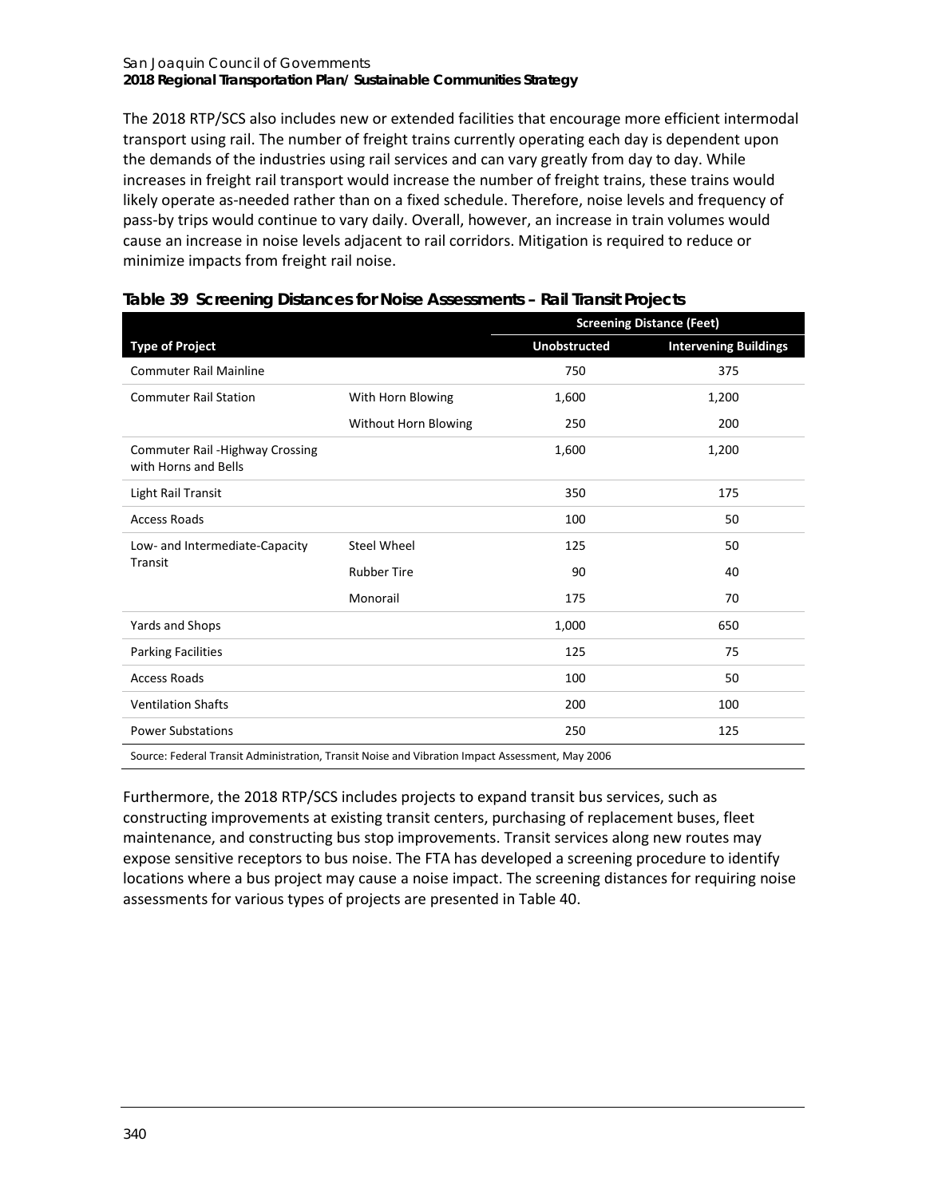The 2018 RTP/SCS also includes new or extended facilities that encourage more efficient intermodal transport using rail. The number of freight trains currently operating each day is dependent upon the demands of the industries using rail services and can vary greatly from day to day. While increases in freight rail transport would increase the number of freight trains, these trains would likely operate as-needed rather than on a fixed schedule. Therefore, noise levels and frequency of pass-by trips would continue to vary daily. Overall, however, an increase in train volumes would cause an increase in noise levels adjacent to rail corridors. Mitigation is required to reduce or minimize impacts from freight rail noise.

**Table 39 Screening Distances for Noise Assessments – Rail Transit Projects**

| | | Screening Distance (Feet) | |
|---|---|---|---|
| **Type of Project** | | **Unobstructed** | **Intervening Buildings** |
| Commuter Rail Mainline | | 750 | 375 |
| Commuter Rail Station | With Horn Blowing | 1,600 | 1,200 |
| | Without Horn Blowing | 250 | 200 |
| Commuter Rail -Highway Crossing with Horns and Bells | | 1,600 | 1,200 |
| Light Rail Transit | | 350 | 175 |
| Access Roads | | 100 | 50 |
| Low- and Intermediate-Capacity Transit | Steel Wheel | 125 | 50 |
| | Rubber Tire | 90 | 40 |
| | Monorail | 175 | 70 |
| Yards and Shops | | 1,000 | 650 |
| Parking Facilities | | 125 | 75 |
| Access Roads | | 100 | 50 |
| Ventilation Shafts | | 200 | 100 |
| Power Substations | | 250 | 125 |

Source: Federal Transit Administration, Transit Noise and Vibration Impact Assessment, May 2006

Furthermore, the 2018 RTP/SCS includes projects to expand transit bus services, such as constructing improvements at existing transit centers, purchasing of replacement buses, fleet maintenance, and constructing bus stop improvements. Transit services along new routes may expose sensitive receptors to bus noise. The FTA has developed a screening procedure to identify locations where a bus project may cause a noise impact. The screening distances for requiring noise assessments for various types of projects are presented in Table 40.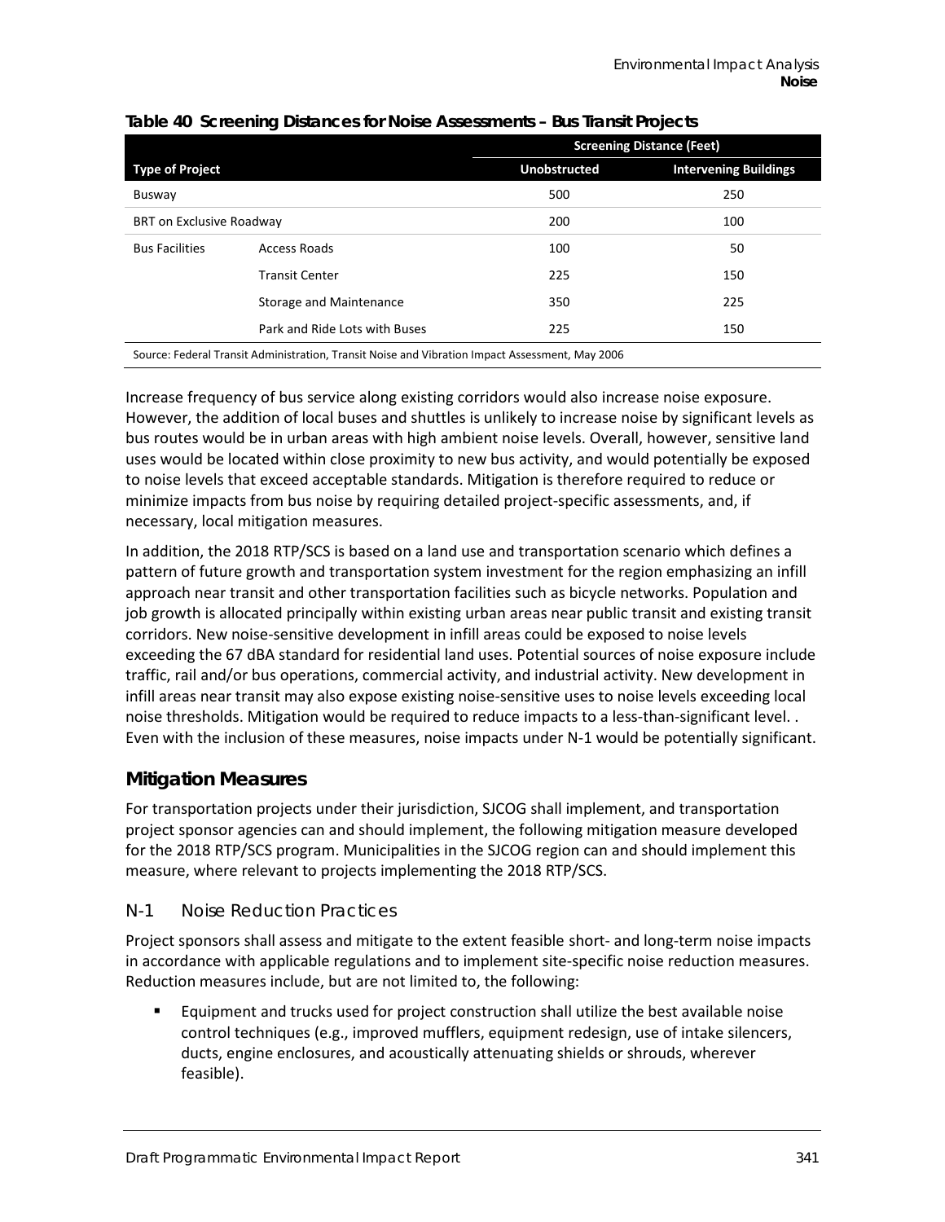**Table 40 Screening Distances for Noise Assessments – Bus Transit Projects**

| Type of Project | | Screening Distance (Feet) | |
|---|---|---|---|
| | | Unobstructed | Intervening Buildings |
| Busway | | 500 | 250 |
| BRT on Exclusive Roadway | | 200 | 100 |
| Bus Facilities | Access Roads | 100 | 50 |
| | Transit Center | 225 | 150 |
| | Storage and Maintenance | 350 | 225 |
| | Park and Ride Lots with Buses | 225 | 150 |

Source: Federal Transit Administration, Transit Noise and Vibration Impact Assessment, May 2006

Increase frequency of bus service along existing corridors would also increase noise exposure. However, the addition of local buses and shuttles is unlikely to increase noise by significant levels as bus routes would be in urban areas with high ambient noise levels. Overall, however, sensitive land uses would be located within close proximity to new bus activity, and would potentially be exposed to noise levels that exceed acceptable standards. Mitigation is therefore required to reduce or minimize impacts from bus noise by requiring detailed project-specific assessments, and, if necessary, local mitigation measures.

In addition, the 2018 RTP/SCS is based on a land use and transportation scenario which defines a pattern of future growth and transportation system investment for the region emphasizing an infill approach near transit and other transportation facilities such as bicycle networks. Population and job growth is allocated principally within existing urban areas near public transit and existing transit corridors. New noise-sensitive development in infill areas could be exposed to noise levels exceeding the 67 dBA standard for residential land uses. Potential sources of noise exposure include traffic, rail and/or bus operations, commercial activity, and industrial activity. New development in infill areas near transit may also expose existing noise-sensitive uses to noise levels exceeding local noise thresholds. Mitigation would be required to reduce impacts to a less-than-significant level. . Even with the inclusion of these measures, noise impacts under N-1 would be potentially significant.

## Mitigation Measures

For transportation projects under their jurisdiction, SJCOG shall implement, and transportation project sponsor agencies can and should implement, the following mitigation measure developed for the 2018 RTP/SCS program. Municipalities in the SJCOG region can and should implement this measure, where relevant to projects implementing the 2018 RTP/SCS.

### N-1 Noise Reduction Practices

Project sponsors shall assess and mitigate to the extent feasible short- and long-term noise impacts in accordance with applicable regulations and to implement site-specific noise reduction measures. Reduction measures include, but are not limited to, the following:

- Equipment and trucks used for project construction shall utilize the best available noise control techniques (e.g., improved mufflers, equipment redesign, use of intake silencers, ducts, engine enclosures, and acoustically attenuating shields or shrouds, wherever feasible).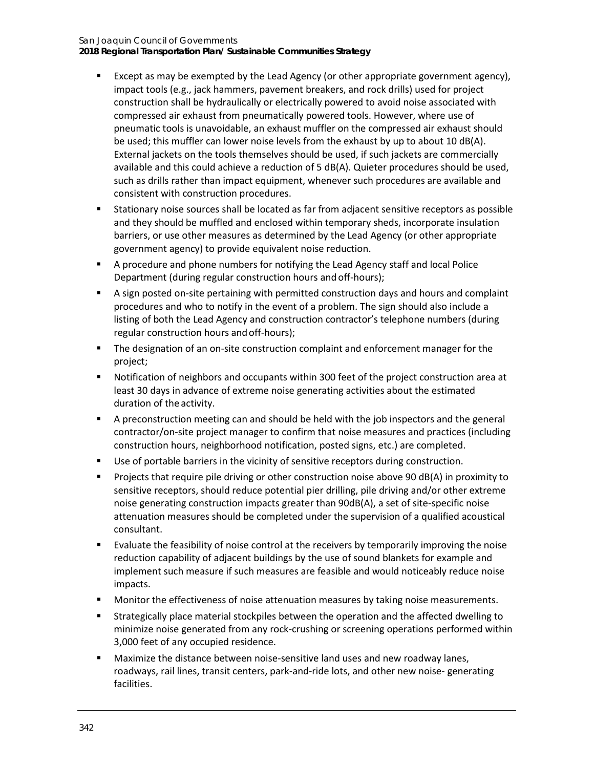- Except as may be exempted by the Lead Agency (or other appropriate government agency), impact tools (e.g., jack hammers, pavement breakers, and rock drills) used for project construction shall be hydraulically or electrically powered to avoid noise associated with compressed air exhaust from pneumatically powered tools. However, where use of pneumatic tools is unavoidable, an exhaust muffler on the compressed air exhaust should be used; this muffler can lower noise levels from the exhaust by up to about 10 dB(A). External jackets on the tools themselves should be used, if such jackets are commercially available and this could achieve a reduction of 5 dB(A). Quieter procedures should be used, such as drills rather than impact equipment, whenever such procedures are available and consistent with construction procedures.
- Stationary noise sources shall be located as far from adjacent sensitive receptors as possible and they should be muffled and enclosed within temporary sheds, incorporate insulation barriers, or use other measures as determined by the Lead Agency (or other appropriate government agency) to provide equivalent noise reduction.
- A procedure and phone numbers for notifying the Lead Agency staff and local Police Department (during regular construction hours and off-hours);
- A sign posted on-site pertaining with permitted construction days and hours and complaint procedures and who to notify in the event of a problem. The sign should also include a listing of both the Lead Agency and construction contractor's telephone numbers (during regular construction hours and off-hours);
- The designation of an on-site construction complaint and enforcement manager for the project;
- Notification of neighbors and occupants within 300 feet of the project construction area at least 30 days in advance of extreme noise generating activities about the estimated duration of the activity.
- A preconstruction meeting can and should be held with the job inspectors and the general contractor/on-site project manager to confirm that noise measures and practices (including construction hours, neighborhood notification, posted signs, etc.) are completed.
- Use of portable barriers in the vicinity of sensitive receptors during construction.
- Projects that require pile driving or other construction noise above 90 dB(A) in proximity to sensitive receptors, should reduce potential pier drilling, pile driving and/or other extreme noise generating construction impacts greater than 90dB(A), a set of site-specific noise attenuation measures should be completed under the supervision of a qualified acoustical consultant.
- Evaluate the feasibility of noise control at the receivers by temporarily improving the noise reduction capability of adjacent buildings by the use of sound blankets for example and implement such measure if such measures are feasible and would noticeably reduce noise impacts.
- Monitor the effectiveness of noise attenuation measures by taking noise measurements.
- Strategically place material stockpiles between the operation and the affected dwelling to minimize noise generated from any rock-crushing or screening operations performed within 3,000 feet of any occupied residence.
- Maximize the distance between noise-sensitive land uses and new roadway lanes, roadways, rail lines, transit centers, park-and-ride lots, and other new noise- generating facilities.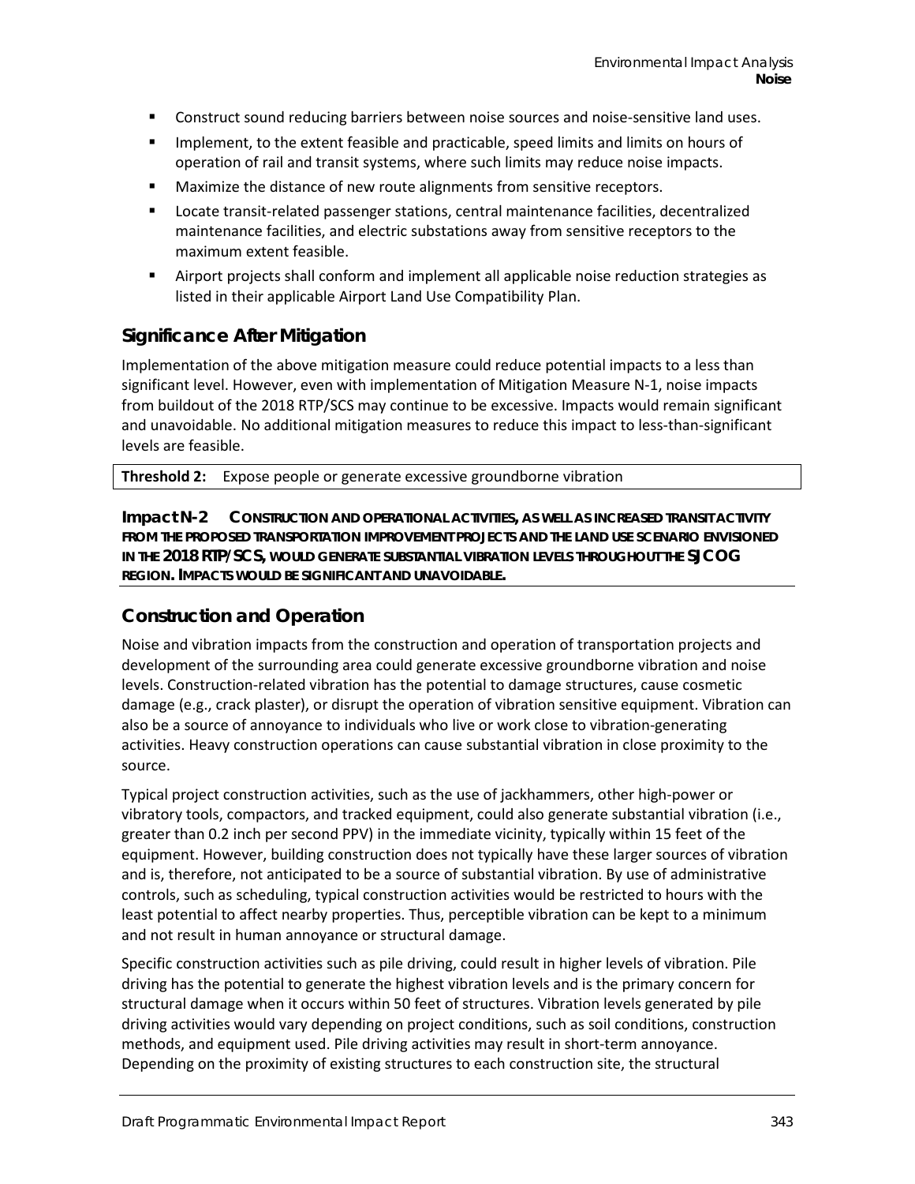- Construct sound reducing barriers between noise sources and noise-sensitive land uses.
- Implement, to the extent feasible and practicable, speed limits and limits on hours of operation of rail and transit systems, where such limits may reduce noise impacts.
- Maximize the distance of new route alignments from sensitive receptors.
- Locate transit-related passenger stations, central maintenance facilities, decentralized maintenance facilities, and electric substations away from sensitive receptors to the maximum extent feasible.
- Airport projects shall conform and implement all applicable noise reduction strategies as listed in their applicable Airport Land Use Compatibility Plan.

### Significance After Mitigation

Implementation of the above mitigation measure could reduce potential impacts to a less than significant level. However, even with implementation of Mitigation Measure N-1, noise impacts from buildout of the 2018 RTP/SCS may continue to be excessive. Impacts would remain significant and unavoidable. No additional mitigation measures to reduce this impact to less-than-significant levels are feasible.

| **Threshold 2:** Expose people or generate excessive groundborne vibration |
|---|

**Impact N-2 CONSTRUCTION AND OPERATIONAL ACTIVITIES, AS WELL AS INCREASED TRANSIT ACTIVITY FROM THE PROPOSED TRANSPORTATION IMPROVEMENT PROJECTS AND THE LAND USE SCENARIO ENVISIONED IN THE 2018 RTP/SCS, WOULD GENERATE SUBSTANTIAL VIBRATION LEVELS THROUGHOUT THE SJCOG REGION. IMPACTS WOULD BE SIGNIFICANT AND UNAVOIDABLE.**

### Construction and Operation

Noise and vibration impacts from the construction and operation of transportation projects and development of the surrounding area could generate excessive groundborne vibration and noise levels. Construction-related vibration has the potential to damage structures, cause cosmetic damage (e.g., crack plaster), or disrupt the operation of vibration sensitive equipment. Vibration can also be a source of annoyance to individuals who live or work close to vibration-generating activities. Heavy construction operations can cause substantial vibration in close proximity to the source.

Typical project construction activities, such as the use of jackhammers, other high-power or vibratory tools, compactors, and tracked equipment, could also generate substantial vibration (i.e., greater than 0.2 inch per second PPV) in the immediate vicinity, typically within 15 feet of the equipment. However, building construction does not typically have these larger sources of vibration and is, therefore, not anticipated to be a source of substantial vibration. By use of administrative controls, such as scheduling, typical construction activities would be restricted to hours with the least potential to affect nearby properties. Thus, perceptible vibration can be kept to a minimum and not result in human annoyance or structural damage.

Specific construction activities such as pile driving, could result in higher levels of vibration. Pile driving has the potential to generate the highest vibration levels and is the primary concern for structural damage when it occurs within 50 feet of structures. Vibration levels generated by pile driving activities would vary depending on project conditions, such as soil conditions, construction methods, and equipment used. Pile driving activities may result in short-term annoyance. Depending on the proximity of existing structures to each construction site, the structural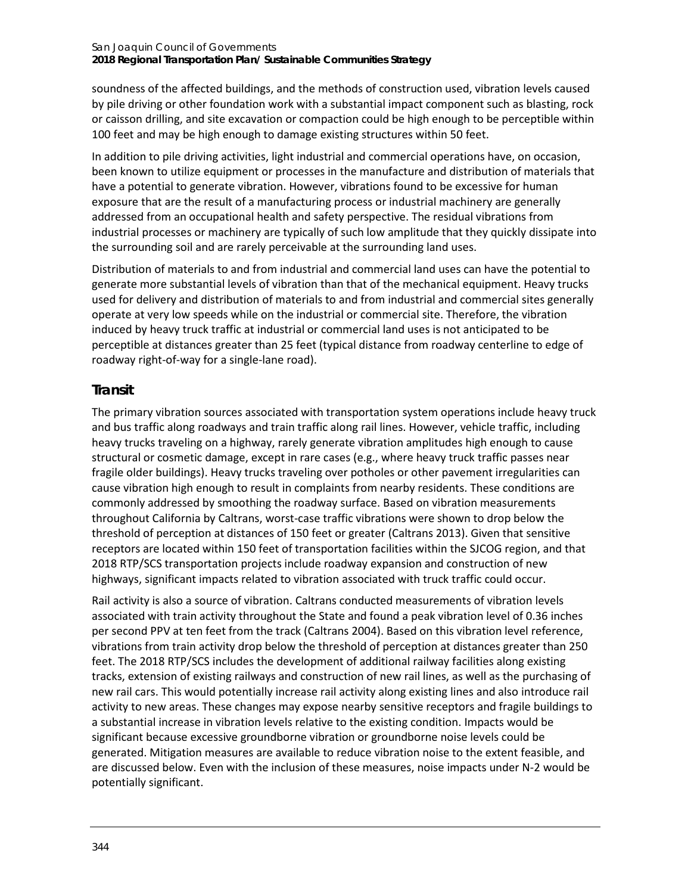soundness of the affected buildings, and the methods of construction used, vibration levels caused by pile driving or other foundation work with a substantial impact component such as blasting, rock or caisson drilling, and site excavation or compaction could be high enough to be perceptible within 100 feet and may be high enough to damage existing structures within 50 feet.

In addition to pile driving activities, light industrial and commercial operations have, on occasion, been known to utilize equipment or processes in the manufacture and distribution of materials that have a potential to generate vibration. However, vibrations found to be excessive for human exposure that are the result of a manufacturing process or industrial machinery are generally addressed from an occupational health and safety perspective. The residual vibrations from industrial processes or machinery are typically of such low amplitude that they quickly dissipate into the surrounding soil and are rarely perceivable at the surrounding land uses.

Distribution of materials to and from industrial and commercial land uses can have the potential to generate more substantial levels of vibration than that of the mechanical equipment. Heavy trucks used for delivery and distribution of materials to and from industrial and commercial sites generally operate at very low speeds while on the industrial or commercial site. Therefore, the vibration induced by heavy truck traffic at industrial or commercial land uses is not anticipated to be perceptible at distances greater than 25 feet (typical distance from roadway centerline to edge of roadway right-of-way for a single-lane road).

## Transit

The primary vibration sources associated with transportation system operations include heavy truck and bus traffic along roadways and train traffic along rail lines. However, vehicle traffic, including heavy trucks traveling on a highway, rarely generate vibration amplitudes high enough to cause structural or cosmetic damage, except in rare cases (e.g., where heavy truck traffic passes near fragile older buildings). Heavy trucks traveling over potholes or other pavement irregularities can cause vibration high enough to result in complaints from nearby residents. These conditions are commonly addressed by smoothing the roadway surface. Based on vibration measurements throughout California by Caltrans, worst-case traffic vibrations were shown to drop below the threshold of perception at distances of 150 feet or greater (Caltrans 2013). Given that sensitive receptors are located within 150 feet of transportation facilities within the SJCOG region, and that 2018 RTP/SCS transportation projects include roadway expansion and construction of new highways, significant impacts related to vibration associated with truck traffic could occur.

Rail activity is also a source of vibration. Caltrans conducted measurements of vibration levels associated with train activity throughout the State and found a peak vibration level of 0.36 inches per second PPV at ten feet from the track (Caltrans 2004). Based on this vibration level reference, vibrations from train activity drop below the threshold of perception at distances greater than 250 feet. The 2018 RTP/SCS includes the development of additional railway facilities along existing tracks, extension of existing railways and construction of new rail lines, as well as the purchasing of new rail cars. This would potentially increase rail activity along existing lines and also introduce rail activity to new areas. These changes may expose nearby sensitive receptors and fragile buildings to a substantial increase in vibration levels relative to the existing condition. Impacts would be significant because excessive groundborne vibration or groundborne noise levels could be generated. Mitigation measures are available to reduce vibration noise to the extent feasible, and are discussed below. Even with the inclusion of these measures, noise impacts under N-2 would be potentially significant.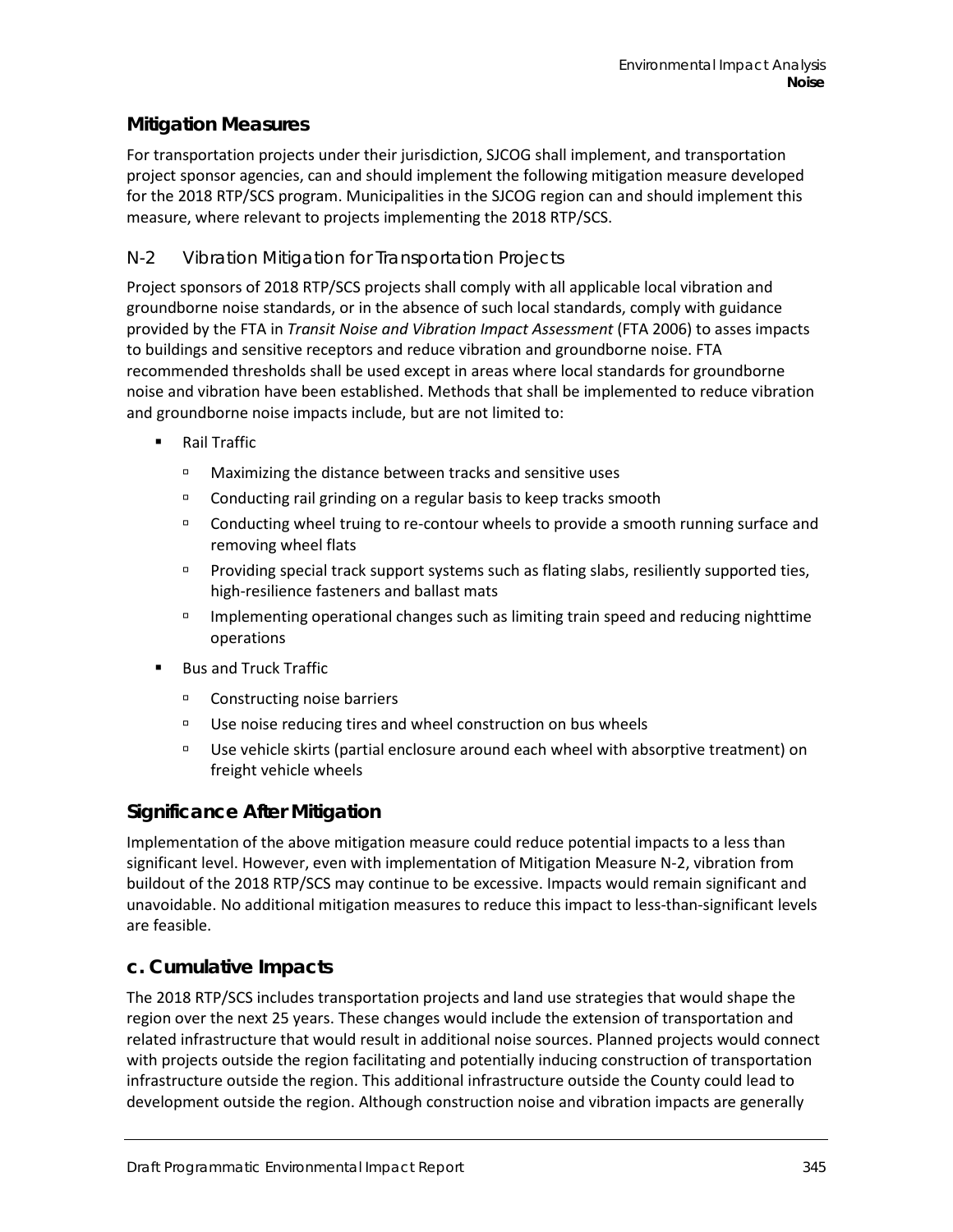## Mitigation Measures

For transportation projects under their jurisdiction, SJCOG shall implement, and transportation project sponsor agencies, can and should implement the following mitigation measure developed for the 2018 RTP/SCS program. Municipalities in the SJCOG region can and should implement this measure, where relevant to projects implementing the 2018 RTP/SCS.

### N-2 Vibration Mitigation for Transportation Projects

Project sponsors of 2018 RTP/SCS projects shall comply with all applicable local vibration and groundborne noise standards, or in the absence of such local standards, comply with guidance provided by the FTA in *Transit Noise and Vibration Impact Assessment* (FTA 2006) to asses impacts to buildings and sensitive receptors and reduce vibration and groundborne noise. FTA recommended thresholds shall be used except in areas where local standards for groundborne noise and vibration have been established. Methods that shall be implemented to reduce vibration and groundborne noise impacts include, but are not limited to:

- Rail Traffic
  - Maximizing the distance between tracks and sensitive uses
  - Conducting rail grinding on a regular basis to keep tracks smooth
  - Conducting wheel truing to re-contour wheels to provide a smooth running surface and removing wheel flats
  - Providing special track support systems such as flating slabs, resiliently supported ties, high-resilience fasteners and ballast mats
  - Implementing operational changes such as limiting train speed and reducing nighttime operations
- Bus and Truck Traffic
  - Constructing noise barriers
  - Use noise reducing tires and wheel construction on bus wheels
  - Use vehicle skirts (partial enclosure around each wheel with absorptive treatment) on freight vehicle wheels

## Significance After Mitigation

Implementation of the above mitigation measure could reduce potential impacts to a less than significant level. However, even with implementation of Mitigation Measure N-2, vibration from buildout of the 2018 RTP/SCS may continue to be excessive. Impacts would remain significant and unavoidable. No additional mitigation measures to reduce this impact to less-than-significant levels are feasible.

## c. Cumulative Impacts

The 2018 RTP/SCS includes transportation projects and land use strategies that would shape the region over the next 25 years. These changes would include the extension of transportation and related infrastructure that would result in additional noise sources. Planned projects would connect with projects outside the region facilitating and potentially inducing construction of transportation infrastructure outside the region. This additional infrastructure outside the County could lead to development outside the region. Although construction noise and vibration impacts are generally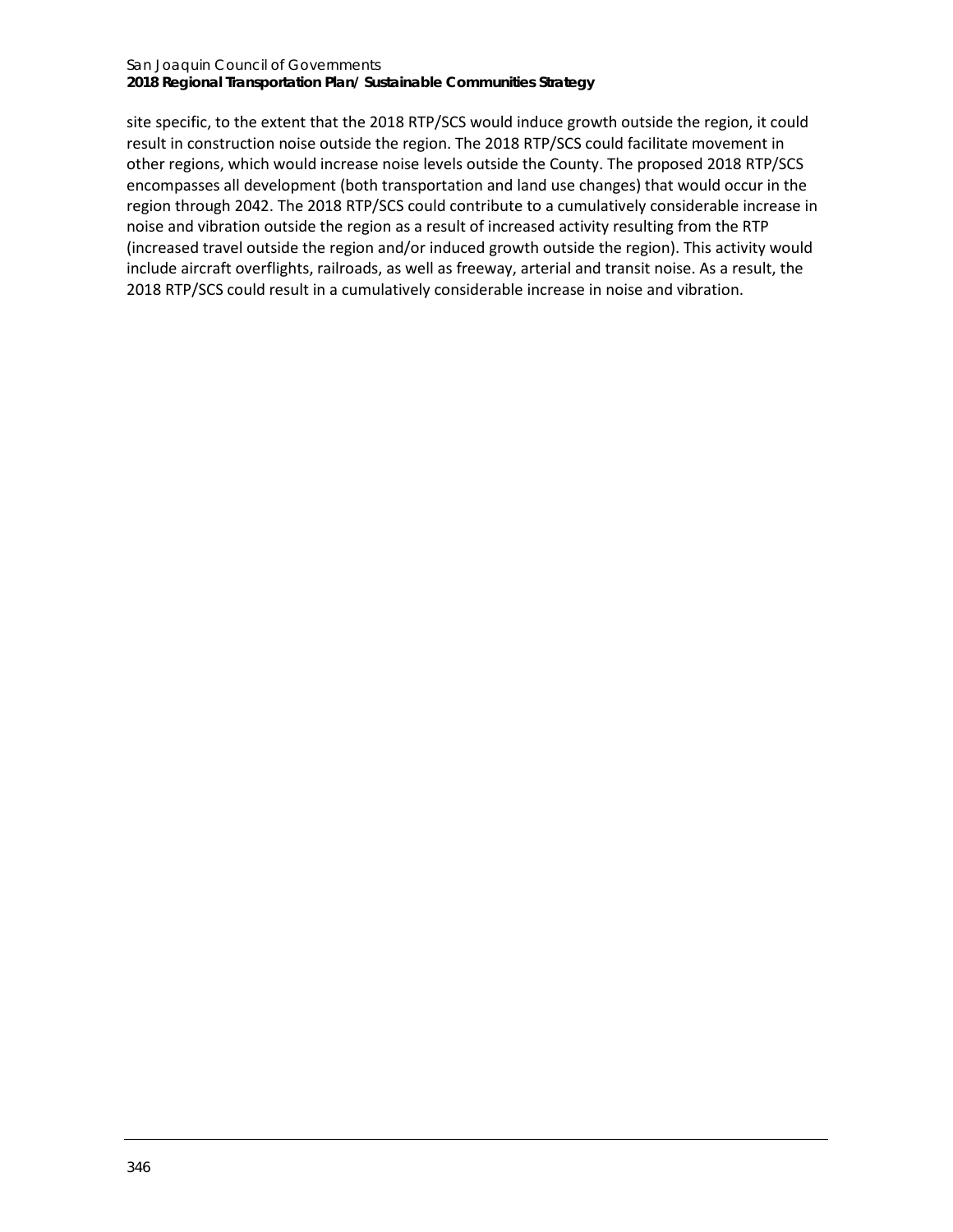site specific, to the extent that the 2018 RTP/SCS would induce growth outside the region, it could result in construction noise outside the region. The 2018 RTP/SCS could facilitate movement in other regions, which would increase noise levels outside the County. The proposed 2018 RTP/SCS encompasses all development (both transportation and land use changes) that would occur in the region through 2042. The 2018 RTP/SCS could contribute to a cumulatively considerable increase in noise and vibration outside the region as a result of increased activity resulting from the RTP (increased travel outside the region and/or induced growth outside the region). This activity would include aircraft overflights, railroads, as well as freeway, arterial and transit noise. As a result, the 2018 RTP/SCS could result in a cumulatively considerable increase in noise and vibration.